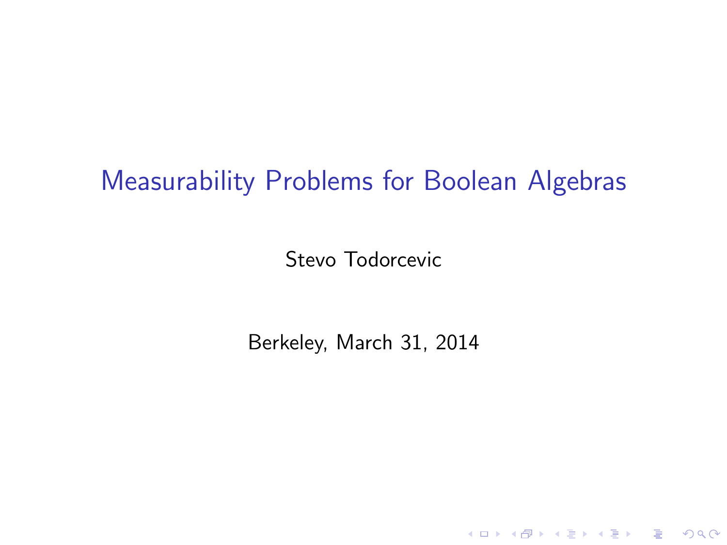# Measurability Problems for Boolean Algebras

Stevo Todorcevic

Berkeley, March 31, 2014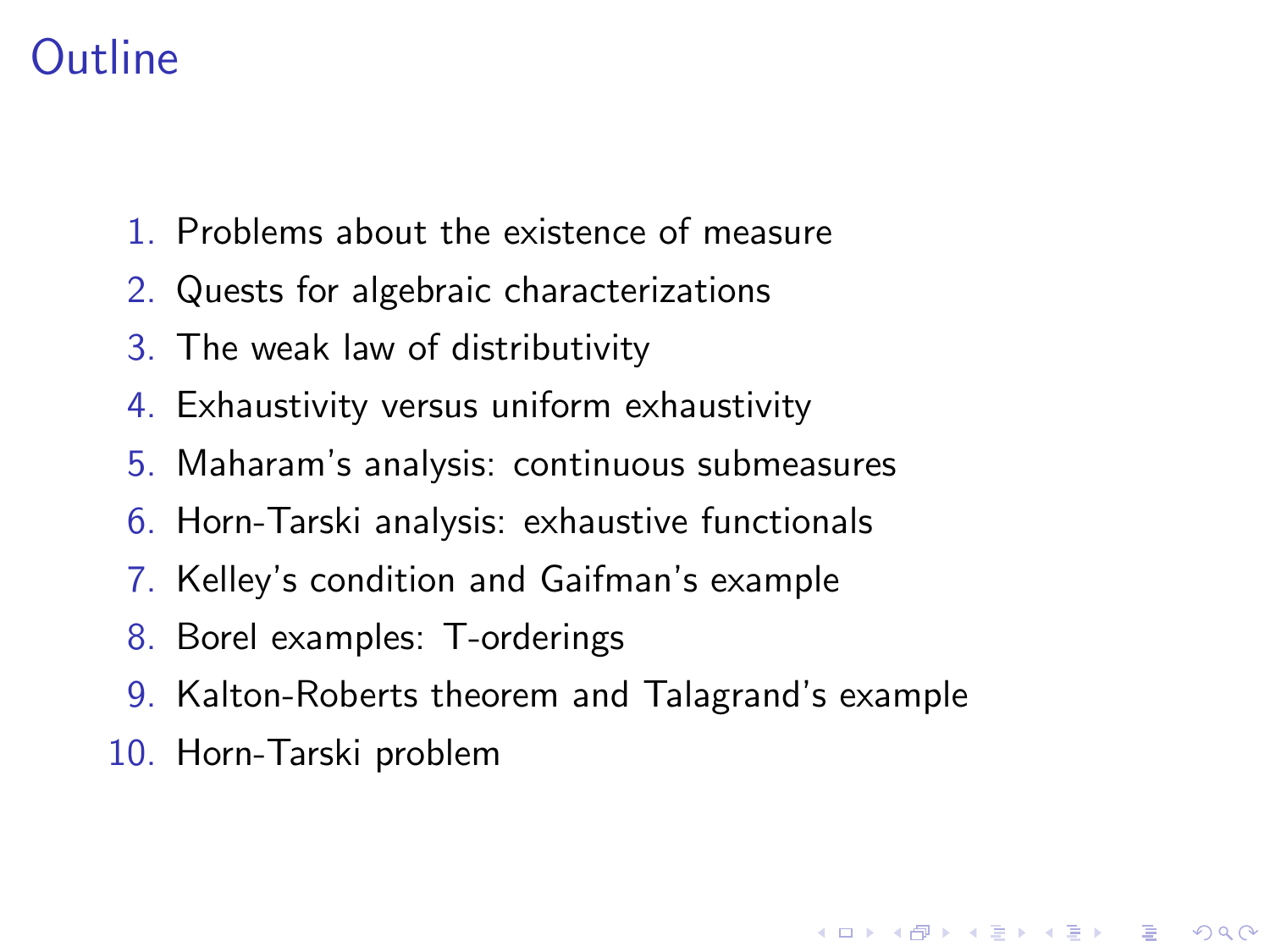# Outline

1. Problems about the existence of measure
2. Quests for algebraic characterizations
3. The weak law of distributivity
4. Exhaustivity versus uniform exhaustivity
5. Maharam's analysis: continuous submeasures
6. Horn-Tarski analysis: exhaustive functionals
7. Kelley's condition and Gaifman's example
8. Borel examples: T-orderings
9. Kalton-Roberts theorem and Talagrand's example
10. Horn-Tarski problem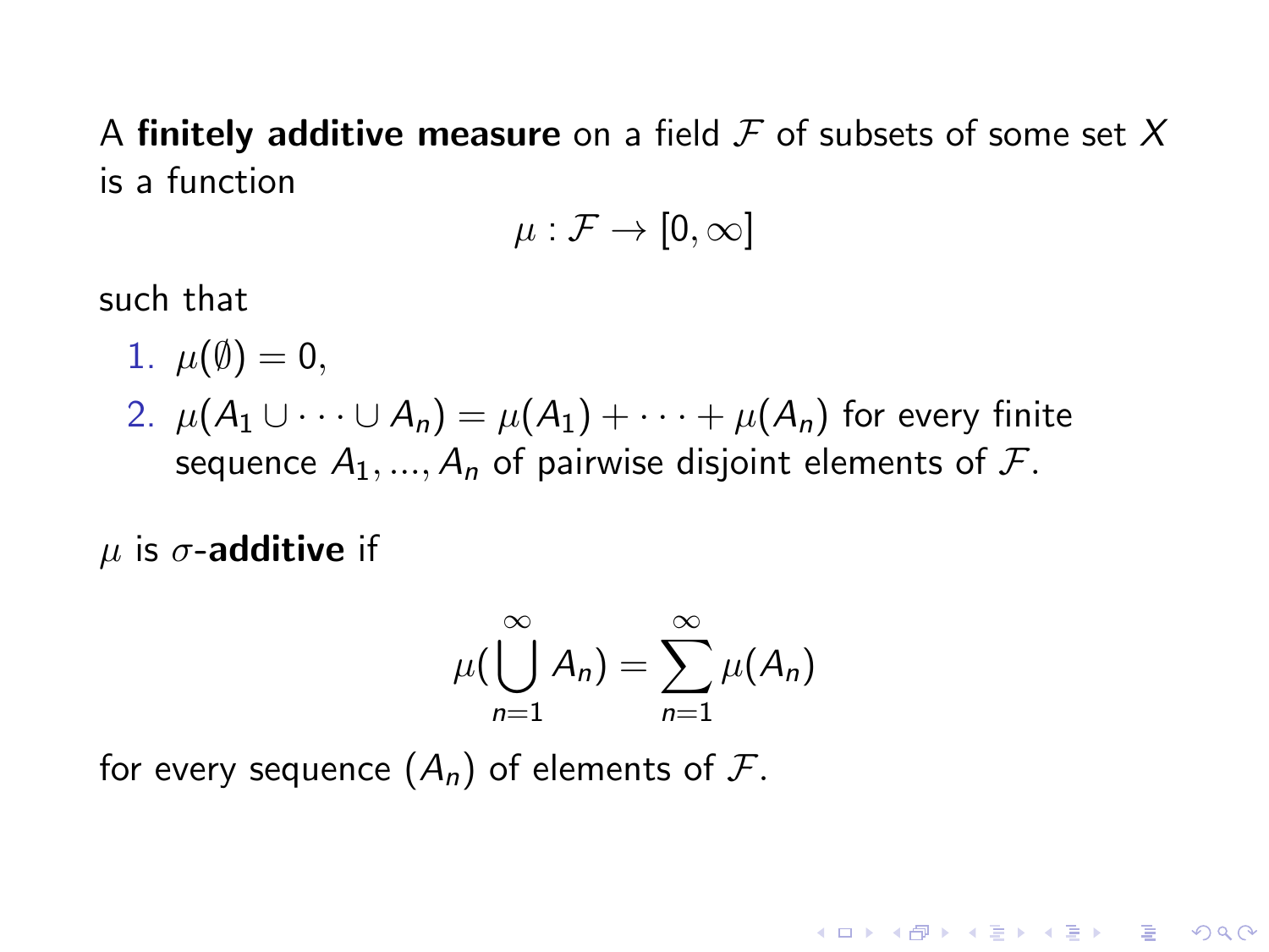A **finitely additive measure** on a field $\mathcal{F}$ of subsets of some set $X$ is a function

$$\mu : \mathcal{F} \to [0, \infty]$$

such that

1. $\mu(\emptyset) = 0$,
2. $\mu(A_1 \cup \cdots \cup A_n) = \mu(A_1) + \cdots + \mu(A_n)$ for every finite sequence $A_1, ..., A_n$ of pairwise disjoint elements of $\mathcal{F}$.

$\mu$ is $\sigma$-**additive** if

$$\mu(\bigcup_{n=1}^{\infty} A_n) = \sum_{n=1}^{\infty} \mu(A_n)$$

for every sequence $(A_n)$ of elements of $\mathcal{F}$.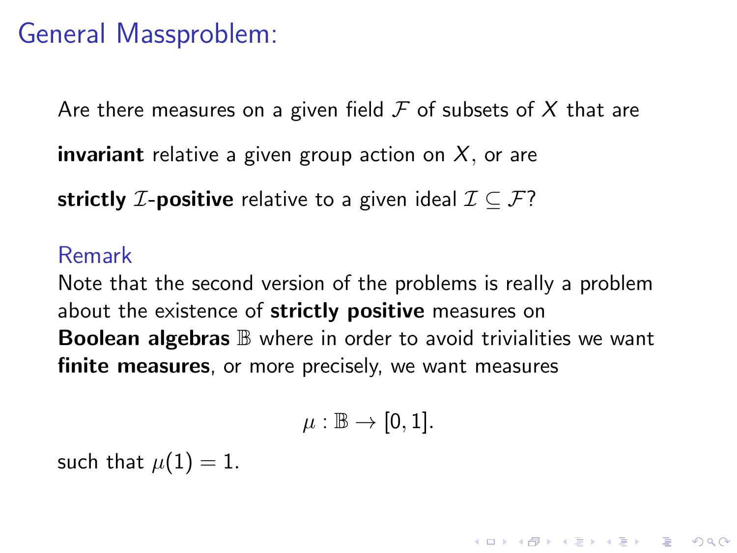# General Massproblem:

Are there measures on a given field $\mathcal{F}$ of subsets of $X$ that are

**invariant** relative a given group action on $X$, or are

**strictly $\mathcal{I}$-positive** relative to a given ideal $\mathcal{I} \subseteq \mathcal{F}$?

### Remark

Note that the second version of the problems is really a problem about the existence of **strictly positive** measures on **Boolean algebras** $\mathbb{B}$ where in order to avoid trivialities we want **finite measures**, or more precisely, we want measures

$$\mu : \mathbb{B} \to [0, 1].$$

such that $\mu(1) = 1$.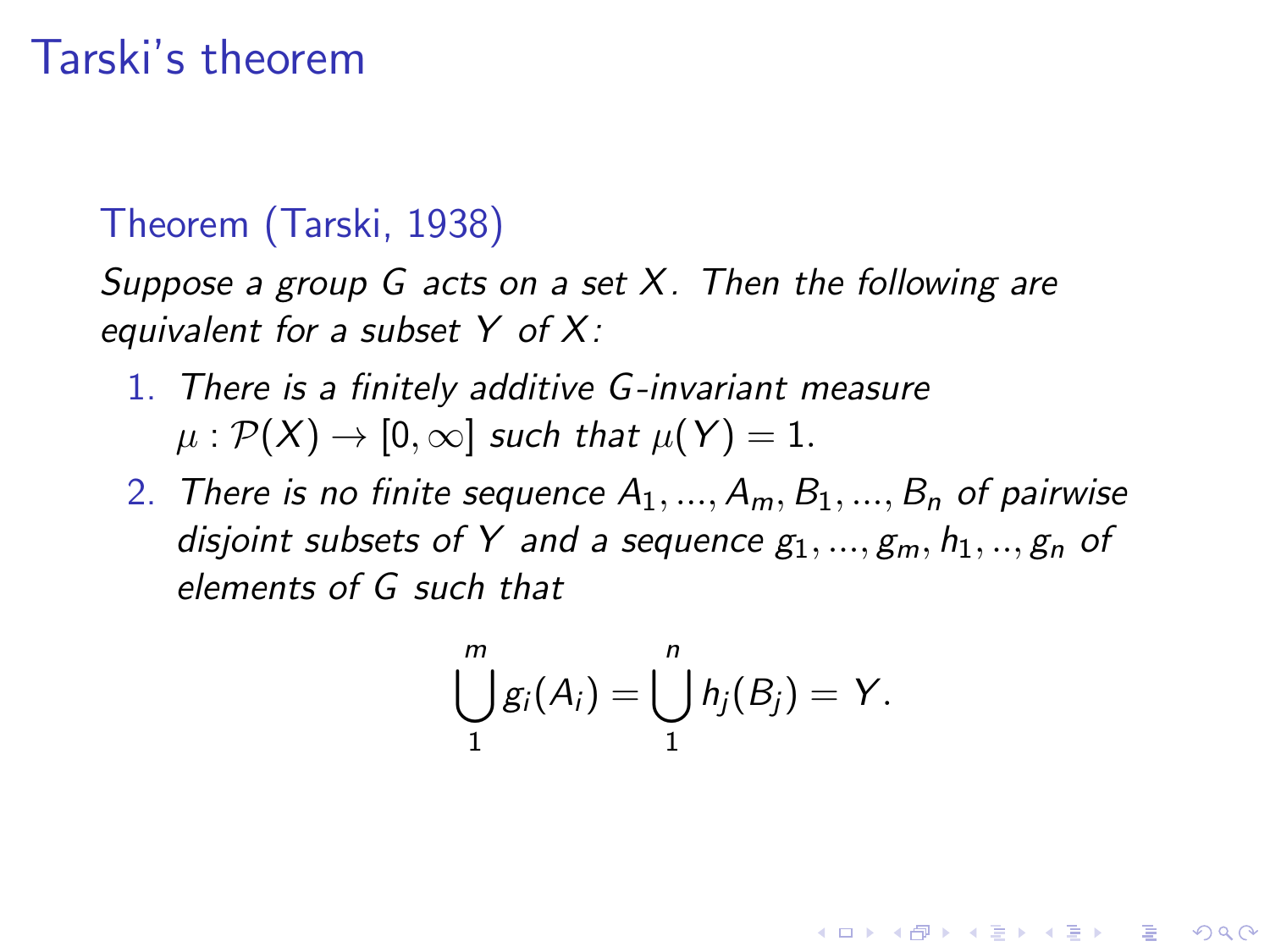# Tarski's theorem

**Theorem (Tarski, 1938)**

*Suppose a group $G$ acts on a set $X$. Then the following are equivalent for a subset $Y$ of $X$:*

1. *There is a finitely additive $G$-invariant measure $\mu : \mathcal{P}(X) \to [0, \infty]$ such that $\mu(Y) = 1$.*
2. *There is no finite sequence $A_1, ..., A_m, B_1, ..., B_n$ of pairwise disjoint subsets of $Y$ and a sequence $g_1, ..., g_m, h_1, .., g_n$ of elements of $G$ such that*

$$\bigcup_1^m g_i(A_i) = \bigcup_1^n h_j(B_j) = Y.$$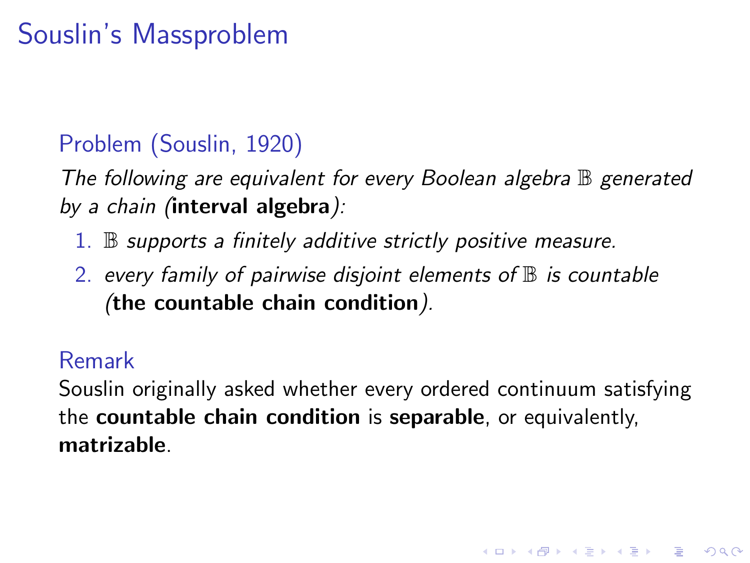# Souslin's Massproblem

**Problem (Souslin, 1920)**

*The following are equivalent for every Boolean algebra $\mathbb{B}$ generated by a chain (**interval algebra**):*

1. *$\mathbb{B}$ supports a finitely additive strictly positive measure.*
2. *every family of pairwise disjoint elements of $\mathbb{B}$ is countable (**the countable chain condition**).*

**Remark**

Souslin originally asked whether every ordered continuum satisfying the **countable chain condition** is **separable**, or equivalently, **matrizable**.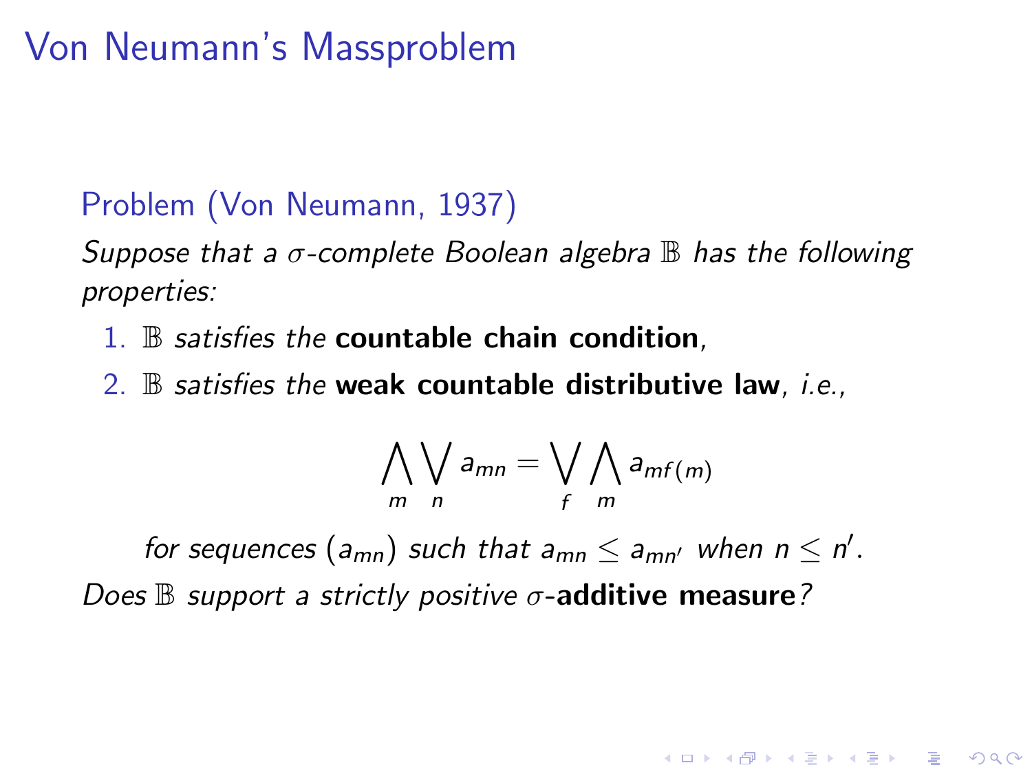# Von Neumann's Massproblem

**Problem (Von Neumann, 1937)**

*Suppose that a $\sigma$-complete Boolean algebra $\mathbb{B}$ has the following properties:*

1. $\mathbb{B}$ *satisfies the* **countable chain condition**,
2. $\mathbb{B}$ *satisfies the* **weak countable distributive law**, *i.e.,*

$$\bigwedge_m \bigvee_n a_{mn} = \bigvee_f \bigwedge_m a_{mf(m)}$$

*for sequences $(a_{mn})$ such that $a_{mn} \leq a_{mn'}$ when $n \leq n'$.*

*Does $\mathbb{B}$ support a strictly positive $\sigma$-***additive measure***?*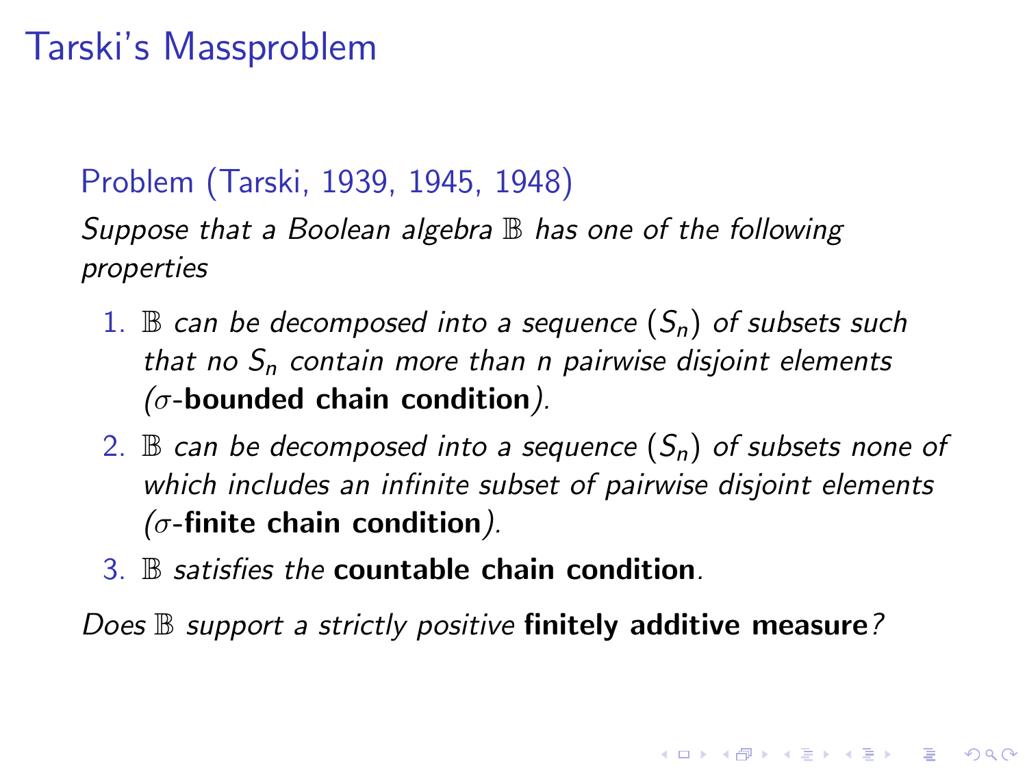# Tarski's Massproblem

**Problem (Tarski, 1939, 1945, 1948)**

*Suppose that a Boolean algebra $\mathbb{B}$ has one of the following properties*

1. *$\mathbb{B}$ can be decomposed into a sequence $(S_n)$ of subsets such that no $S_n$ contain more than n pairwise disjoint elements ($\sigma$-**bounded chain condition**).*
2. *$\mathbb{B}$ can be decomposed into a sequence $(S_n)$ of subsets none of which includes an infinite subset of pairwise disjoint elements ($\sigma$-**finite chain condition**).*
3. *$\mathbb{B}$ satisfies the **countable chain condition**.*

*Does $\mathbb{B}$ support a strictly positive **finitely additive measure**?*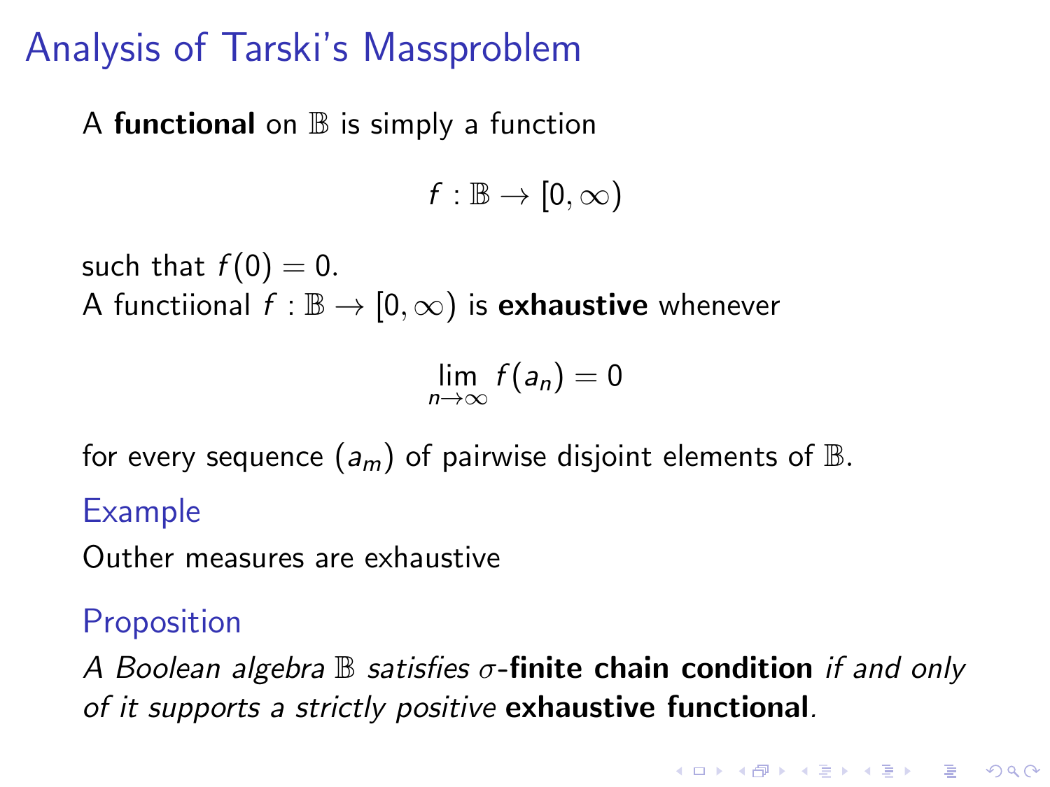# Analysis of Tarski's Massproblem

A **functional** on $\mathbb{B}$ is simply a function

$$f : \mathbb{B} \to [0, \infty)$$

such that $f(0) = 0$.
A functiional $f : \mathbb{B} \to [0, \infty)$ is **exhaustive** whenever

$$\lim_{n \to \infty} f(a_n) = 0$$

for every sequence $(a_m)$ of pairwise disjoint elements of $\mathbb{B}$.

### Example

Outher measures are exhaustive

### Proposition

*A Boolean algebra* $\mathbb{B}$ *satisfies* $\sigma$-**finite chain condition** *if and only of it supports a strictly positive* **exhaustive functional***.*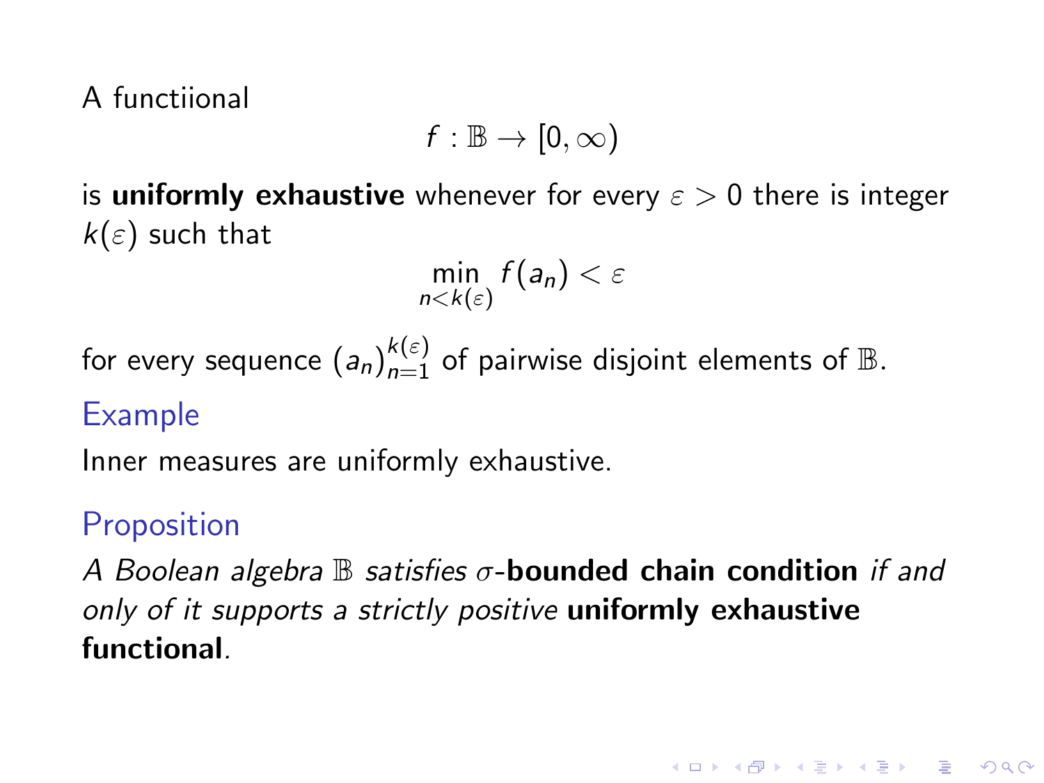A functiional

$$f : \mathbb{B} \to [0, \infty)$$

is **uniformly exhaustive** whenever for every $\varepsilon > 0$ there is integer $k(\varepsilon)$ such that

$$\min_{n < k(\varepsilon)} f(a_n) < \varepsilon$$

for every sequence $(a_n)_{n=1}^{k(\varepsilon)}$ of pairwise disjoint elements of $\mathbb{B}$.

### Example

Inner measures are uniformly exhaustive.

### Proposition

*A Boolean algebra $\mathbb{B}$ satisfies $\sigma$-**bounded chain condition** if and only of it supports a strictly positive **uniformly exhaustive functional**.*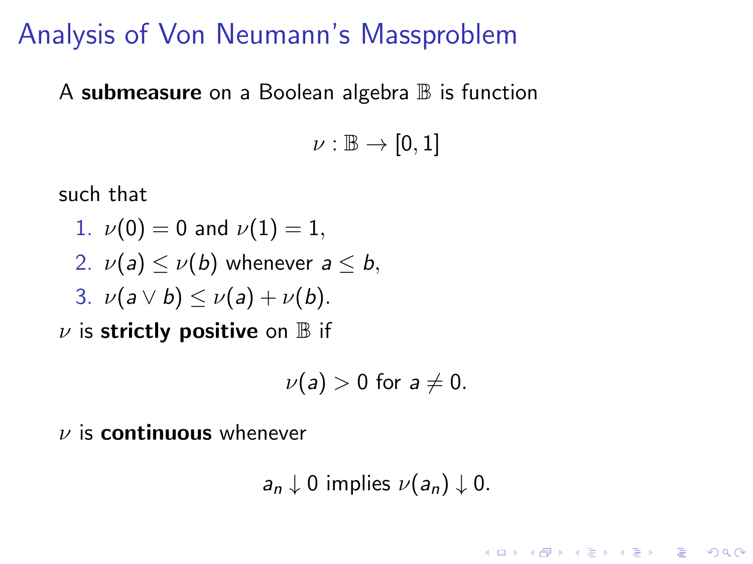# Analysis of Von Neumann's Massproblem

A **submeasure** on a Boolean algebra $\mathbb{B}$ is function

$$\nu : \mathbb{B} \to [0, 1]$$

such that

1. $\nu(0) = 0$ and $\nu(1) = 1$,
2. $\nu(a) \leq \nu(b)$ whenever $a \leq b$,
3. $\nu(a \vee b) \leq \nu(a) + \nu(b)$.

$\nu$ is **strictly positive** on $\mathbb{B}$ if

$$\nu(a) > 0 \text{ for } a \neq 0.$$

$\nu$ is **continuous** whenever

$$a_n \downarrow 0 \text{ implies } \nu(a_n) \downarrow 0.$$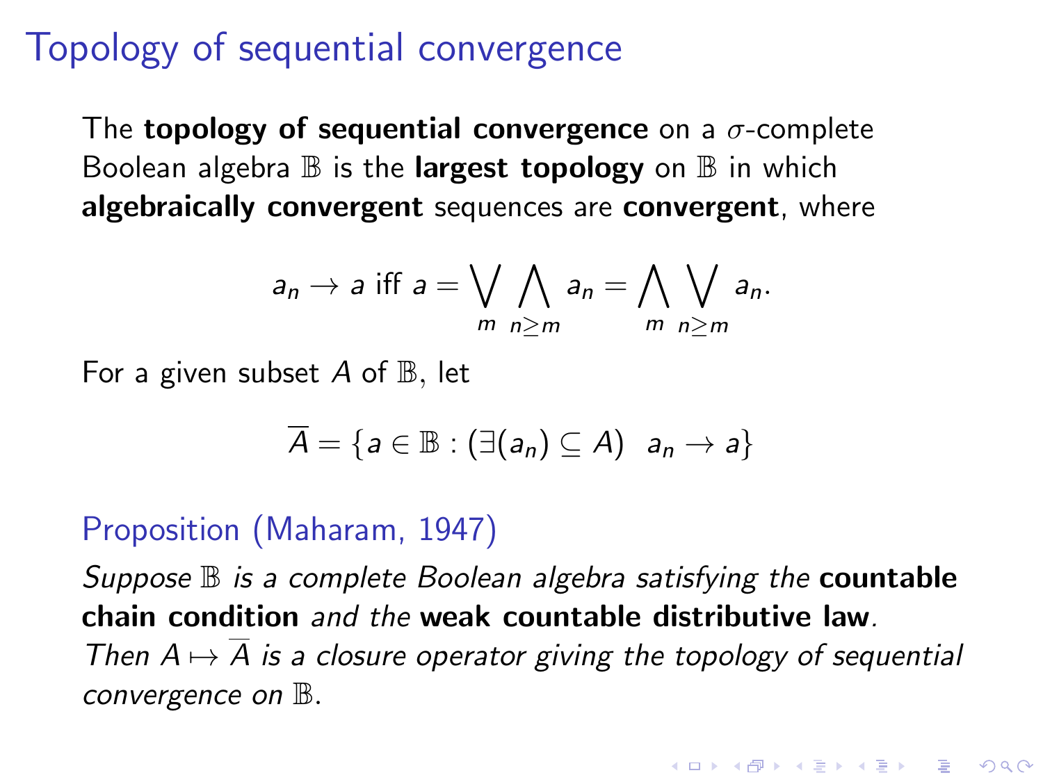# Topology of sequential convergence

The **topology of sequential convergence** on a $\sigma$-complete Boolean algebra $\mathbb{B}$ is the **largest topology** on $\mathbb{B}$ in which **algebraically convergent** sequences are **convergent**, where

$$a_n \to a \text{ iff } a = \bigvee_m \bigwedge_{n \geq m} a_n = \bigwedge_m \bigvee_{n \geq m} a_n.$$

For a given subset $A$ of $\mathbb{B}$, let

$$\overline{A} = \{a \in \mathbb{B} : (\exists (a_n) \subseteq A) \;\; a_n \to a\}$$

## Proposition (Maharam, 1947)

*Suppose $\mathbb{B}$ is a complete Boolean algebra satisfying the* **countable chain condition** *and the* **weak countable distributive law***. Then $A \mapsto \overline{A}$ is a closure operator giving the topology of sequential convergence on $\mathbb{B}$.*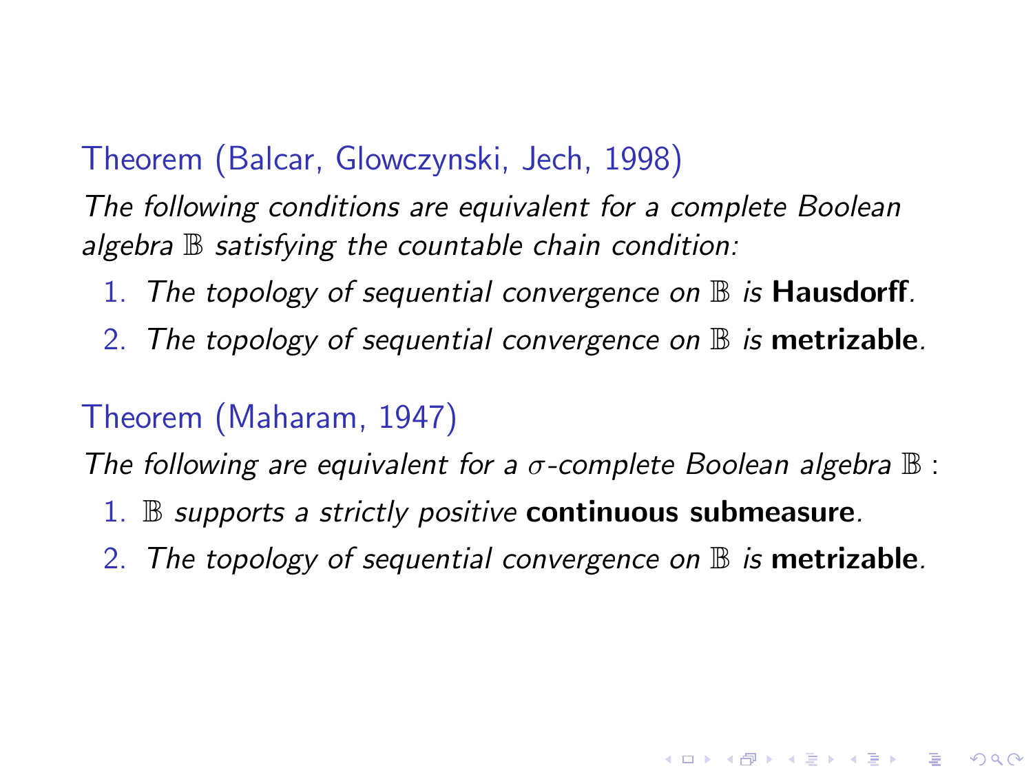**Theorem (Balcar, Glowczynski, Jech, 1998)**

*The following conditions are equivalent for a complete Boolean algebra $\mathbb{B}$ satisfying the countable chain condition:*

1. *The topology of sequential convergence on $\mathbb{B}$ is* **Hausdorff**.
2. *The topology of sequential convergence on $\mathbb{B}$ is* **metrizable**.

**Theorem (Maharam, 1947)**

*The following are equivalent for a $\sigma$-complete Boolean algebra $\mathbb{B}$ :*

1. *$\mathbb{B}$ supports a strictly positive* **continuous submeasure**.
2. *The topology of sequential convergence on $\mathbb{B}$ is* **metrizable**.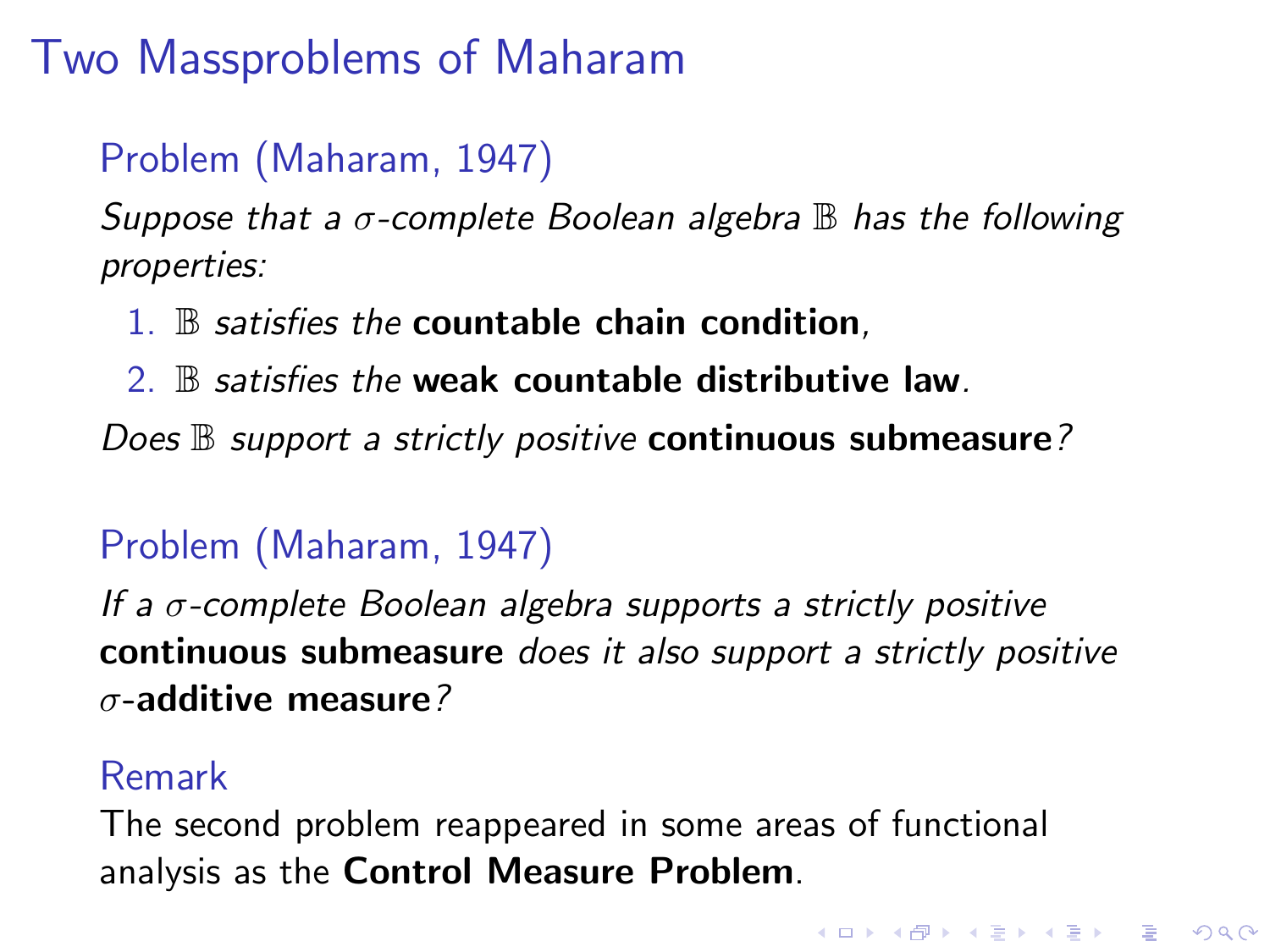# Two Massproblems of Maharam

### Problem (Maharam, 1947)

*Suppose that a $\sigma$-complete Boolean algebra $\mathbb{B}$ has the following properties:*

1. $\mathbb{B}$ *satisfies the* **countable chain condition**,
2. $\mathbb{B}$ *satisfies the* **weak countable distributive law**.

*Does* $\mathbb{B}$ *support a strictly positive* **continuous submeasure***?*

### Problem (Maharam, 1947)

*If a $\sigma$-complete Boolean algebra supports a strictly positive* **continuous submeasure** *does it also support a strictly positive* $\sigma$**-additive measure***?*

### Remark

The second problem reappeared in some areas of functional analysis as the **Control Measure Problem**.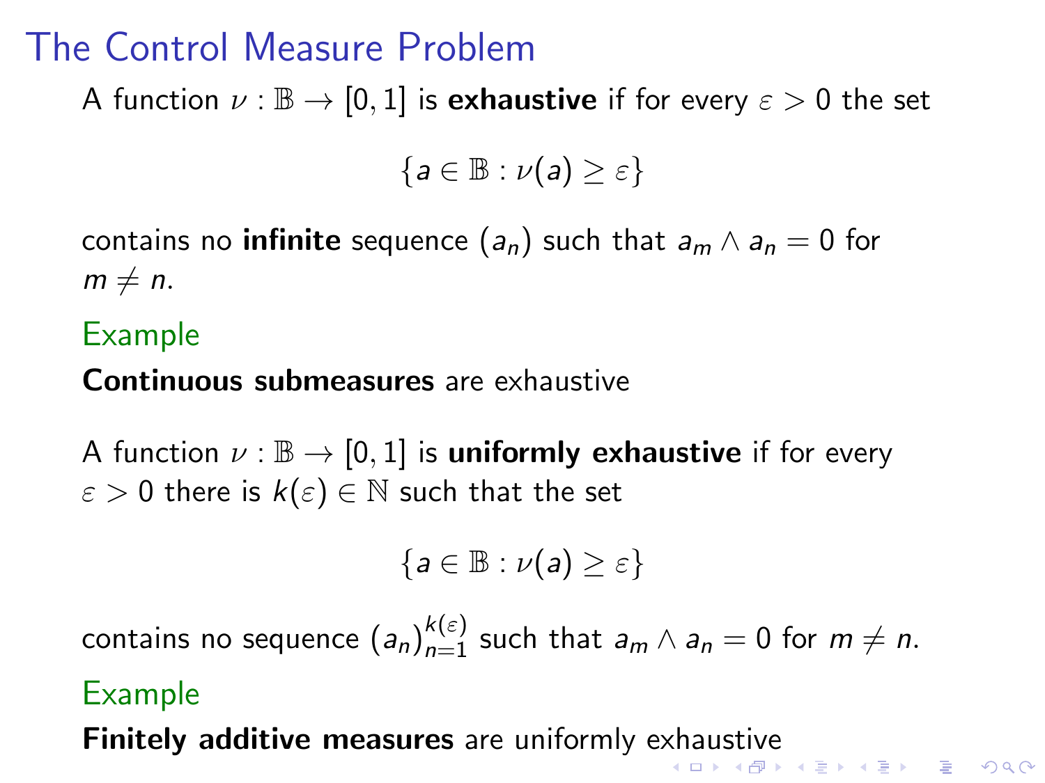# The Control Measure Problem

A function $\nu : \mathbb{B} \to [0,1]$ is **exhaustive** if for every $\varepsilon > 0$ the set

$$\{a \in \mathbb{B} : \nu(a) \geq \varepsilon\}$$

contains no **infinite** sequence $(a_n)$ such that $a_m \wedge a_n = 0$ for $m \neq n$.

### Example

**Continuous submeasures** are exhaustive

A function $\nu : \mathbb{B} \to [0,1]$ is **uniformly exhaustive** if for every $\varepsilon > 0$ there is $k(\varepsilon) \in \mathbb{N}$ such that the set

$$\{a \in \mathbb{B} : \nu(a) \geq \varepsilon\}$$

contains no sequence $(a_n)_{n=1}^{k(\varepsilon)}$ such that $a_m \wedge a_n = 0$ for $m \neq n$.

### Example

**Finitely additive measures** are uniformly exhaustive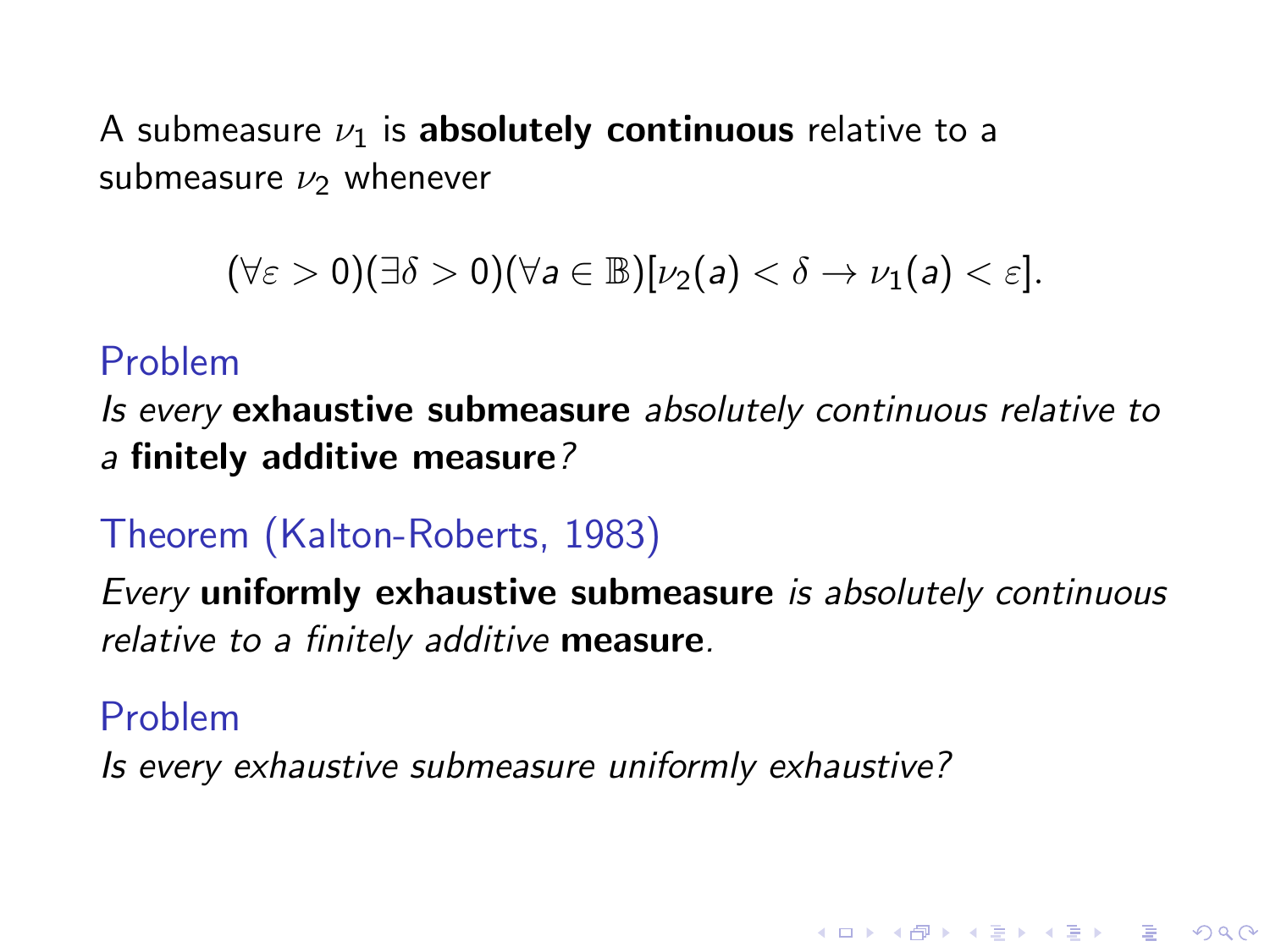A submeasure $\nu_1$ is **absolutely continuous** relative to a submeasure $\nu_2$ whenever

$$(\forall \varepsilon > 0)(\exists \delta > 0)(\forall a \in \mathbb{B})[\nu_2(a) < \delta \to \nu_1(a) < \varepsilon].$$

**Problem**

*Is every* **exhaustive submeasure** *absolutely continuous relative to a* **finitely additive measure***?*

**Theorem (Kalton-Roberts, 1983)**

*Every* **uniformly exhaustive submeasure** *is absolutely continuous relative to a finitely additive* **measure***.*

**Problem**

*Is every exhaustive submeasure uniformly exhaustive?*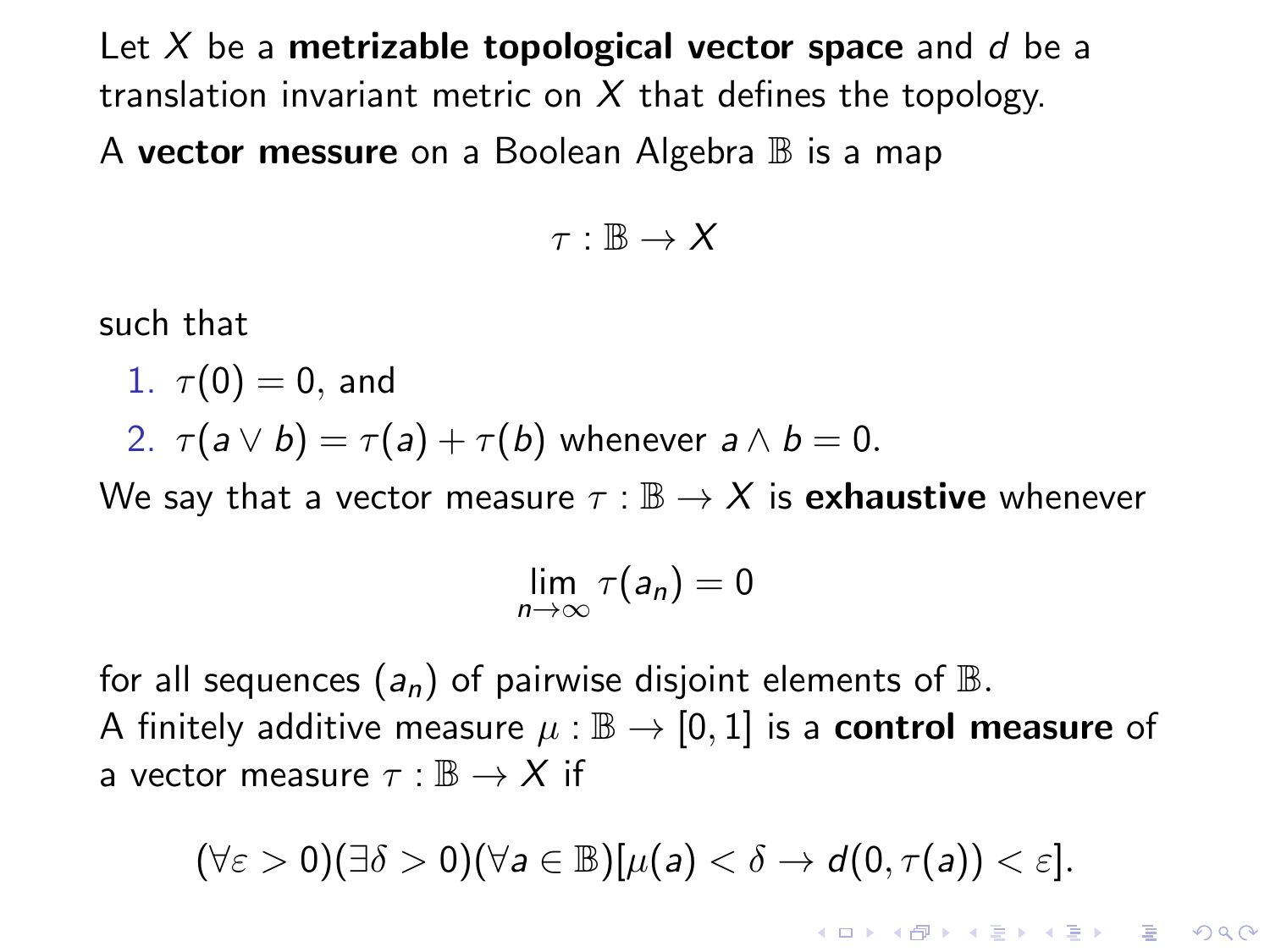Let $X$ be a **metrizable topological vector space** and $d$ be a translation invariant metric on $X$ that defines the topology.

A **vector messure** on a Boolean Algebra $\mathbb{B}$ is a map

$$\tau : \mathbb{B} \to X$$

such that

1. $\tau(0) = 0$, and
2. $\tau(a \vee b) = \tau(a) + \tau(b)$ whenever $a \wedge b = 0$.

We say that a vector measure $\tau : \mathbb{B} \to X$ is **exhaustive** whenever

$$\lim_{n \to \infty} \tau(a_n) = 0$$

for all sequences $(a_n)$ of pairwise disjoint elements of $\mathbb{B}$.

A finitely additive measure $\mu : \mathbb{B} \to [0, 1]$ is a **control measure** of a vector measure $\tau : \mathbb{B} \to X$ if

$$(\forall \varepsilon > 0)(\exists \delta > 0)(\forall a \in \mathbb{B})[\mu(a) < \delta \to d(0, \tau(a)) < \varepsilon].$$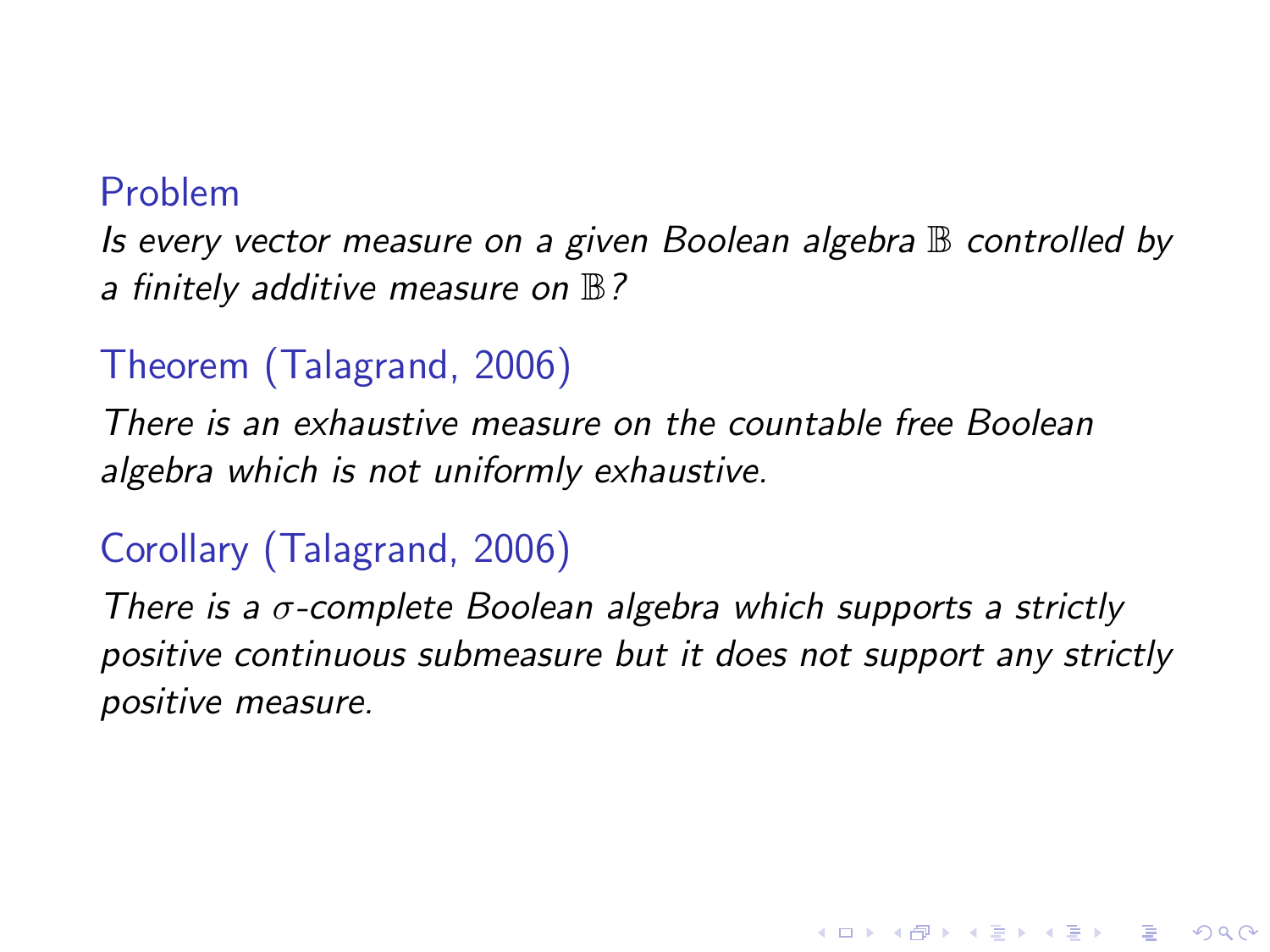**Problem**

*Is every vector measure on a given Boolean algebra $\mathbb{B}$ controlled by a finitely additive measure on $\mathbb{B}$?*

**Theorem (Talagrand, 2006)**

*There is an exhaustive measure on the countable free Boolean algebra which is not uniformly exhaustive.*

**Corollary (Talagrand, 2006)**

*There is a $\sigma$-complete Boolean algebra which supports a strictly positive continuous submeasure but it does not support any strictly positive measure.*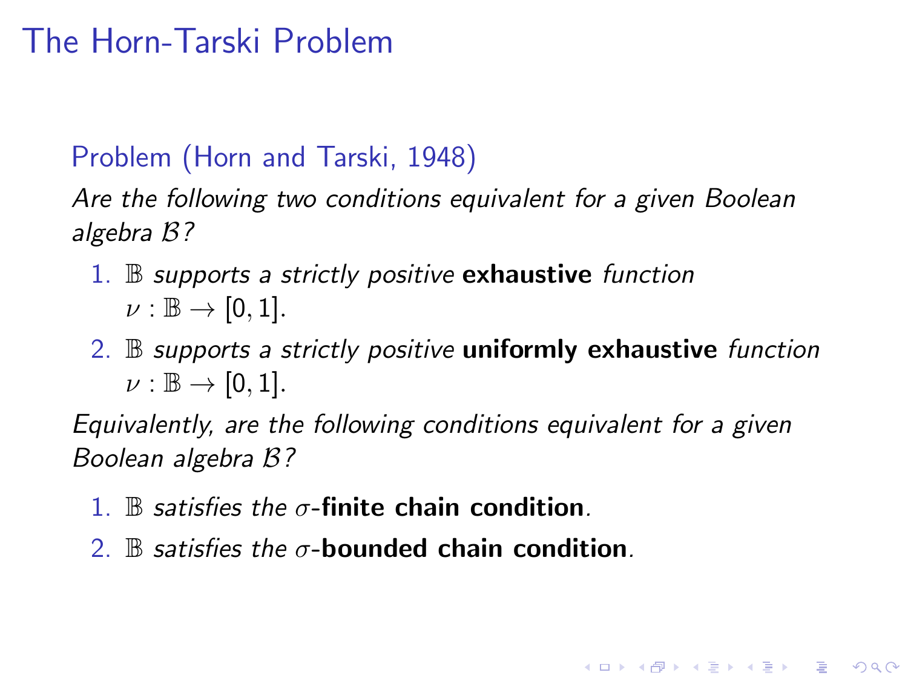# The Horn-Tarski Problem

**Problem (Horn and Tarski, 1948)**

*Are the following two conditions equivalent for a given Boolean algebra $\mathcal{B}$?*

1. $\mathbb{B}$ *supports a strictly positive* **exhaustive** *function* $\nu : \mathbb{B} \to [0, 1]$.
2. $\mathbb{B}$ *supports a strictly positive* **uniformly exhaustive** *function* $\nu : \mathbb{B} \to [0, 1]$.

*Equivalently, are the following conditions equivalent for a given Boolean algebra $\mathcal{B}$?*

1. $\mathbb{B}$ *satisfies the* $\sigma$-**finite chain condition**.
2. $\mathbb{B}$ *satisfies the* $\sigma$-**bounded chain condition**.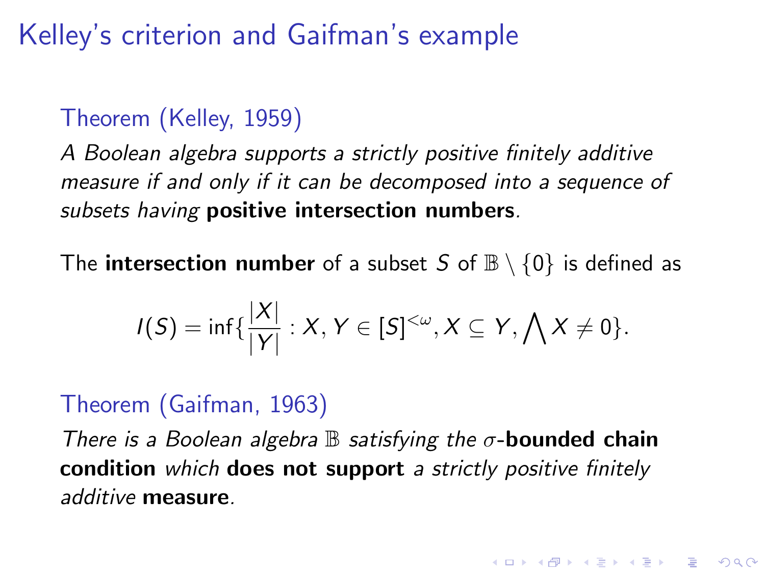# Kelley's criterion and Gaifman's example

### Theorem (Kelley, 1959)

*A Boolean algebra supports a strictly positive finitely additive measure if and only if it can be decomposed into a sequence of subsets having* **positive intersection numbers**.

The **intersection number** of a subset $S$ of $\mathbb{B} \setminus \{0\}$ is defined as

$$I(S) = \inf\{\frac{|X|}{|Y|} : X, Y \in [S]^{<\omega}, X \subseteq Y, \bigwedge X \neq 0\}.$$

### Theorem (Gaifman, 1963)

*There is a Boolean algebra* $\mathbb{B}$ *satisfying the* $\sigma$-**bounded chain condition** *which* **does not support** *a strictly positive finitely additive* **measure**.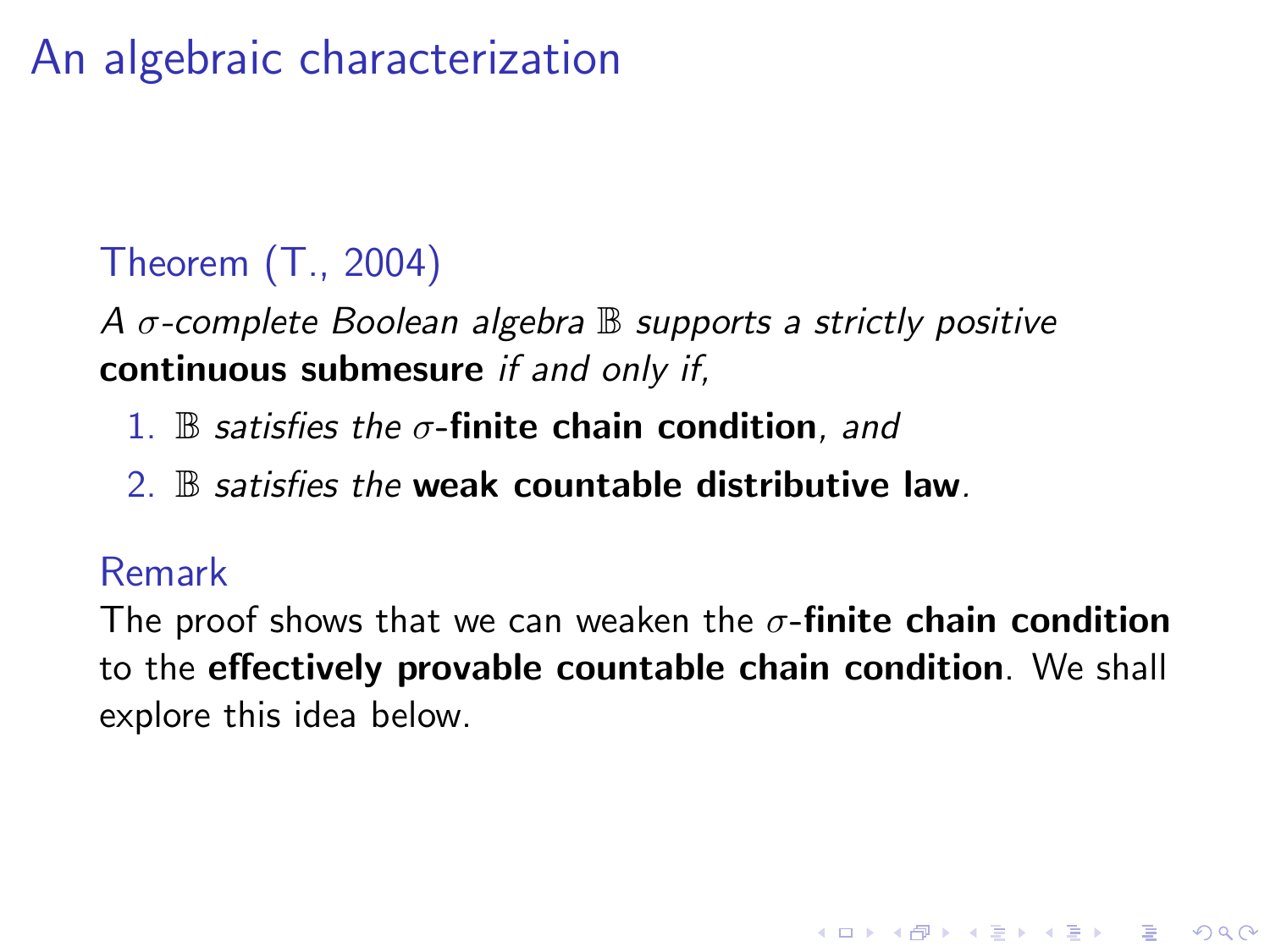# An algebraic characterization

**Theorem (T., 2004)**

*A $\sigma$-complete Boolean algebra $\mathbb{B}$ supports a strictly positive* **continuous submesure** *if and only if,*

1. $\mathbb{B}$ *satisfies the* $\sigma$-**finite chain condition**, *and*
2. $\mathbb{B}$ *satisfies the* **weak countable distributive law**.

**Remark**

The proof shows that we can weaken the $\sigma$-**finite chain condition** to the **effectively provable countable chain condition**. We shall explore this idea below.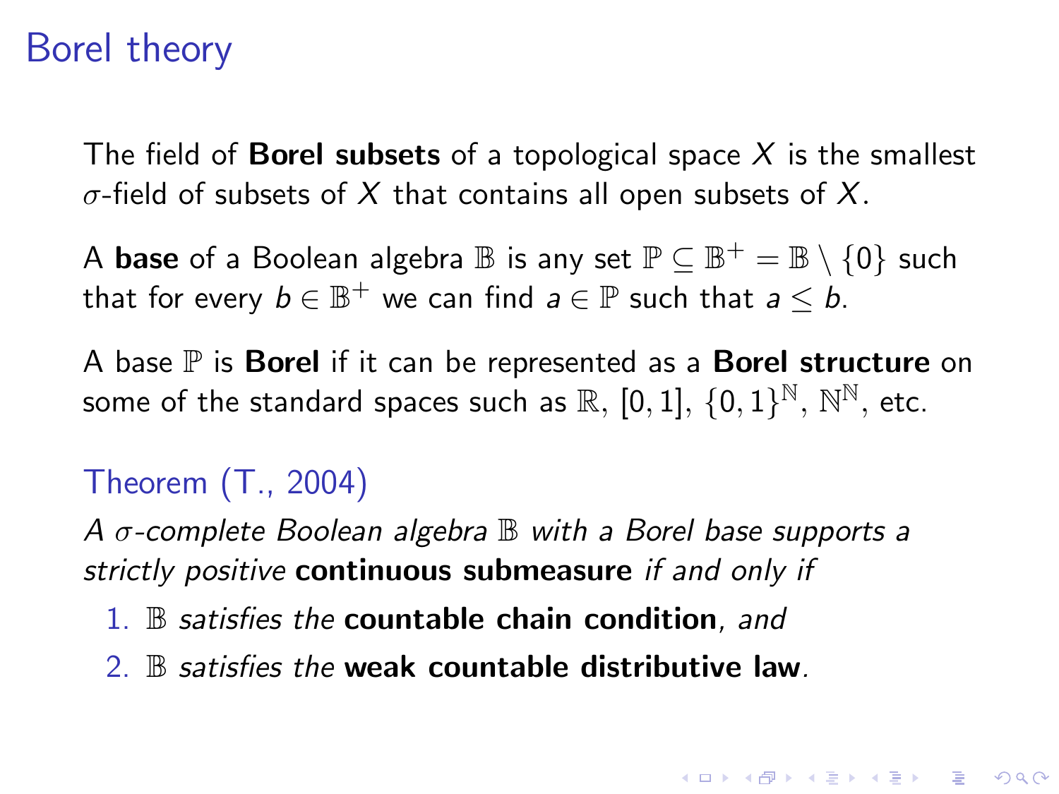# Borel theory

The field of **Borel subsets** of a topological space $X$ is the smallest $\sigma$-field of subsets of $X$ that contains all open subsets of $X$.

A **base** of a Boolean algebra $\mathbb{B}$ is any set $\mathbb{P} \subseteq \mathbb{B}^+ = \mathbb{B} \setminus \{0\}$ such that for every $b \in \mathbb{B}^+$ we can find $a \in \mathbb{P}$ such that $a \leq b$.

A base $\mathbb{P}$ is **Borel** if it can be represented as a **Borel structure** on some of the standard spaces such as $\mathbb{R}$, $[0, 1]$, $\{0, 1\}^{\mathbb{N}}$, $\mathbb{N}^{\mathbb{N}}$, etc.

### Theorem (T., 2004)

*A $\sigma$-complete Boolean algebra $\mathbb{B}$ with a Borel base supports a strictly positive* **continuous submeasure** *if and only if*

1. *$\mathbb{B}$ satisfies the* **countable chain condition**, *and*
2. *$\mathbb{B}$ satisfies the* **weak countable distributive law**.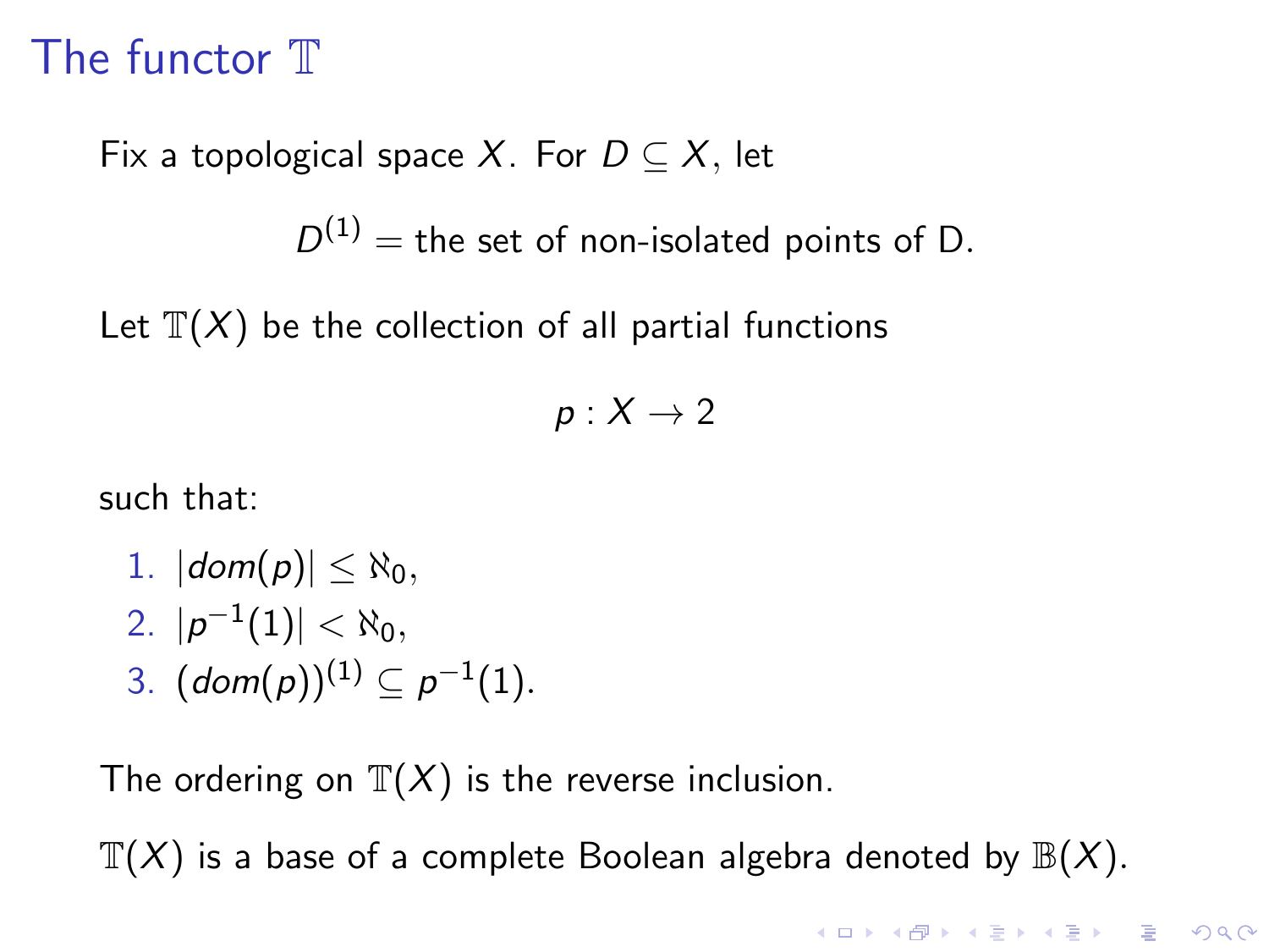# The functor $\mathbb{T}$

Fix a topological space $X$. For $D \subseteq X$, let

$$D^{(1)} = \text{the set of non-isolated points of D.}$$

Let $\mathbb{T}(X)$ be the collection of all partial functions

$$p : X \to 2$$

such that:

1. $|dom(p)| \leq \aleph_0$,
2. $|p^{-1}(1)| < \aleph_0$,
3. $(dom(p))^{(1)} \subseteq p^{-1}(1)$.

The ordering on $\mathbb{T}(X)$ is the reverse inclusion.

$\mathbb{T}(X)$ is a base of a complete Boolean algebra denoted by $\mathbb{B}(X)$.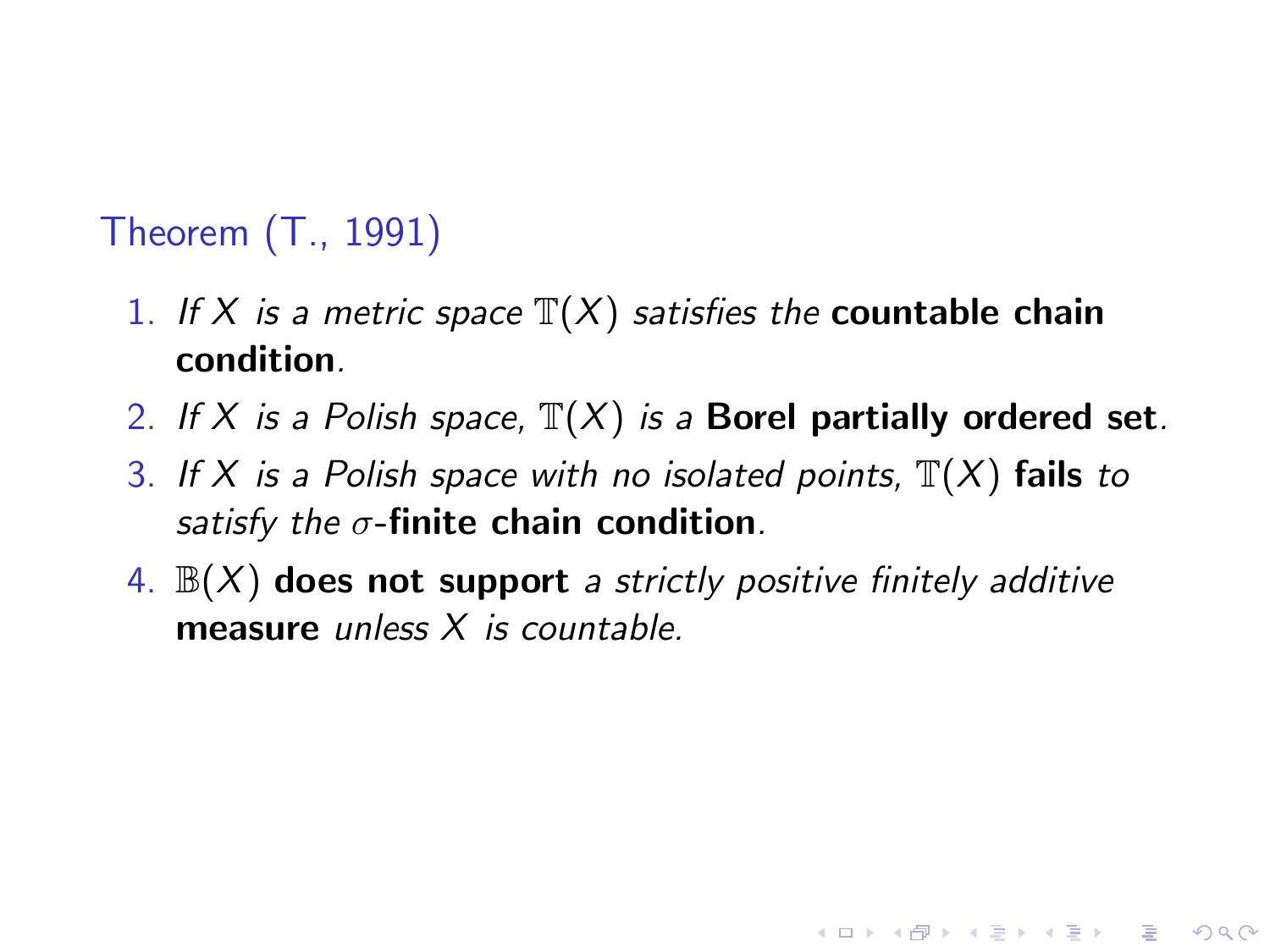**Theorem (T., 1991)**

1. *If $X$ is a metric space $\mathbb{T}(X)$ satisfies the* **countable chain condition**.
2. *If $X$ is a Polish space, $\mathbb{T}(X)$ is a* **Borel partially ordered set**.
3. *If $X$ is a Polish space with no isolated points, $\mathbb{T}(X)$* **fails** *to satisfy the $\sigma$-***finite chain condition**.
4. $\mathbb{B}(X)$ **does not support** *a strictly positive finitely additive* **measure** *unless $X$ is countable.*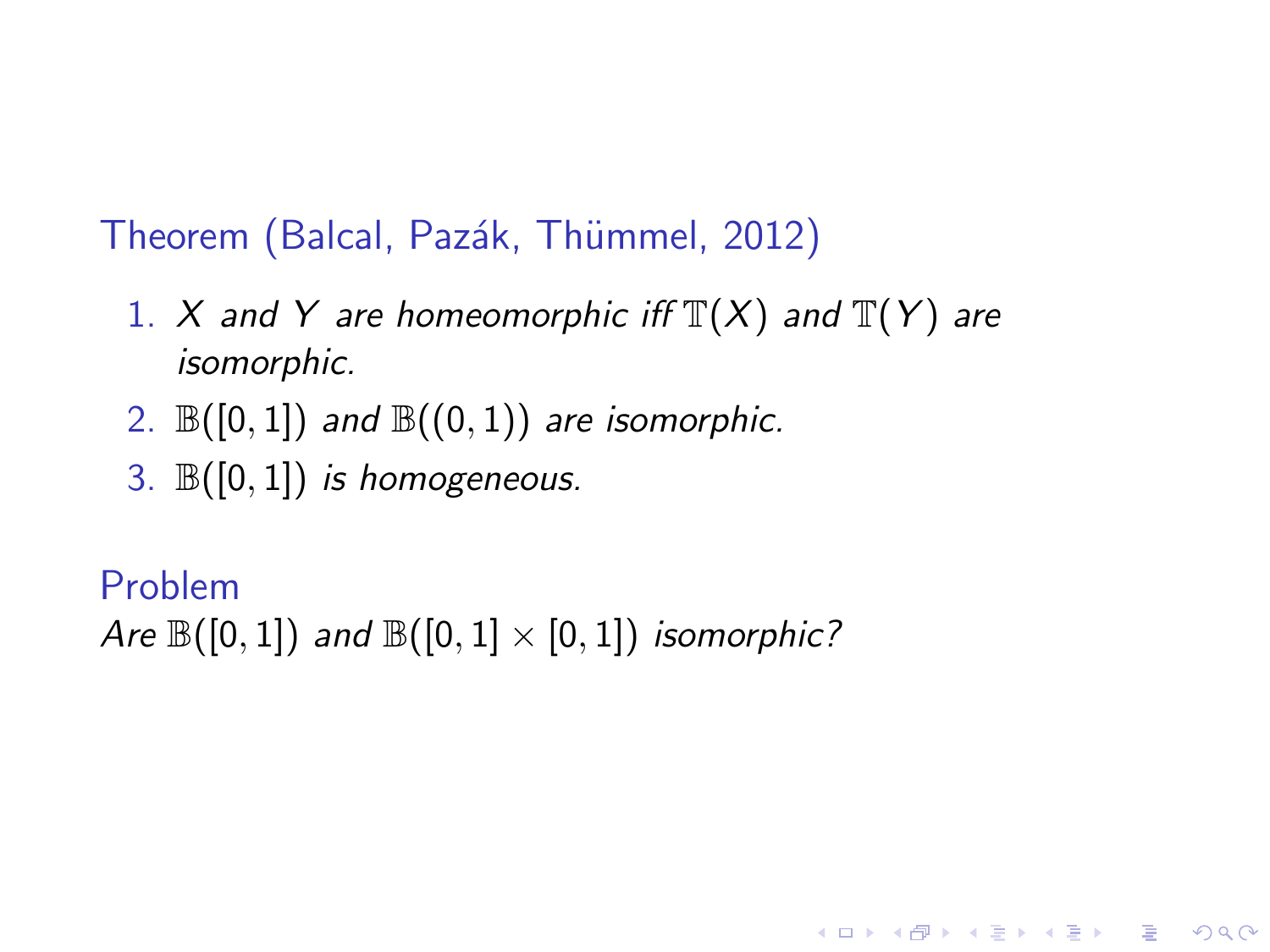**Theorem (Balcal, Pazák, Thümmel, 2012)**

1. *$X$ and $Y$ are homeomorphic iff $\mathbb{T}(X)$ and $\mathbb{T}(Y)$ are isomorphic.*
2. *$\mathbb{B}([0,1])$ and $\mathbb{B}((0,1))$ are isomorphic.*
3. *$\mathbb{B}([0,1])$ is homogeneous.*

**Problem**

*Are $\mathbb{B}([0,1])$ and $\mathbb{B}([0,1] \times [0,1])$ isomorphic?*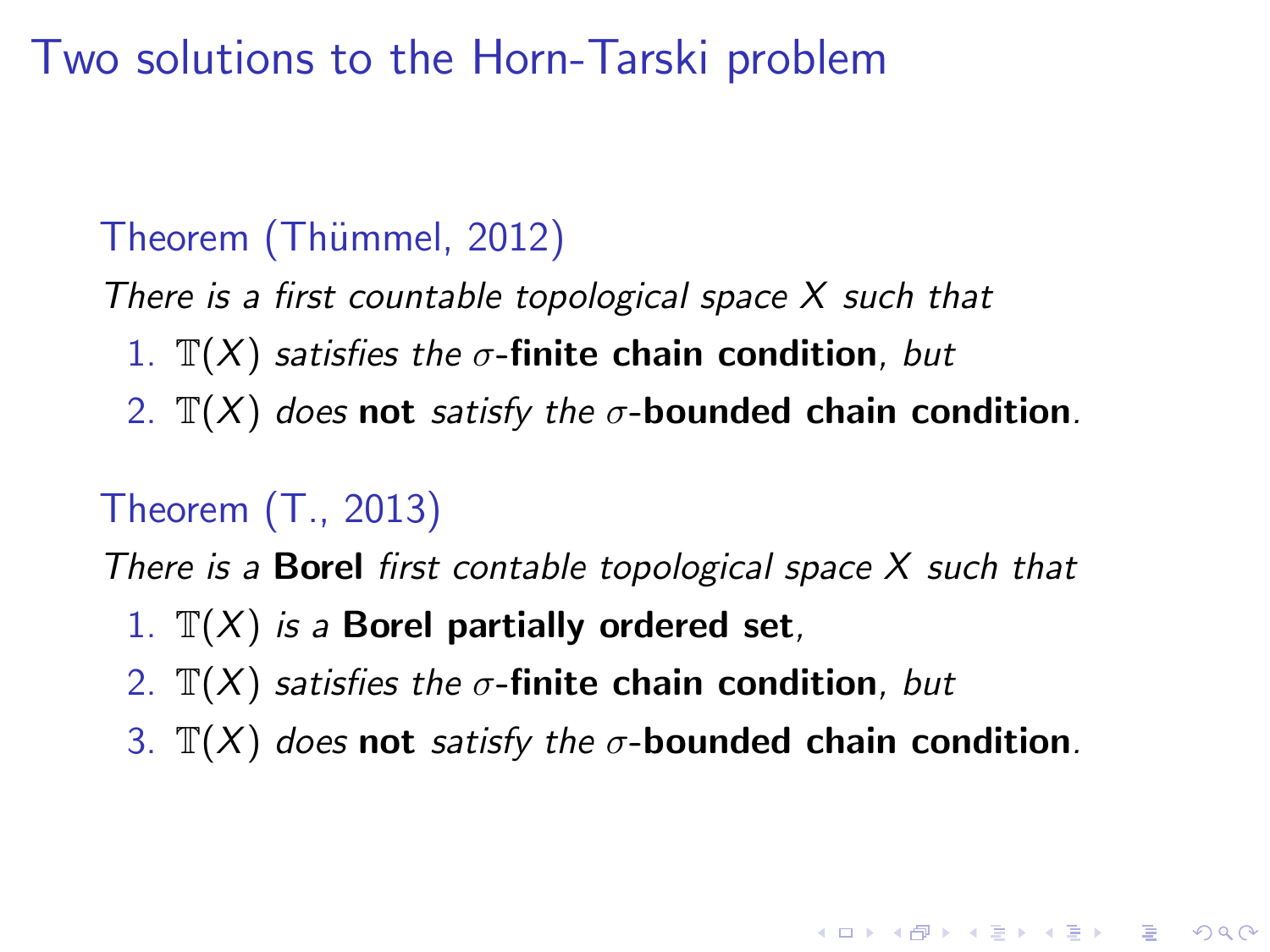# Two solutions to the Horn-Tarski problem

**Theorem (Thümmel, 2012)**

*There is a first countable topological space $X$ such that*

1. $\mathbb{T}(X)$ *satisfies the* $\sigma$-**finite chain condition**, *but*
2. $\mathbb{T}(X)$ *does* **not** *satisfy the* $\sigma$-**bounded chain condition**.

**Theorem (T., 2013)**

*There is a* **Borel** *first contable topological space $X$ such that*

1. $\mathbb{T}(X)$ *is a* **Borel partially ordered set**,
2. $\mathbb{T}(X)$ *satisfies the* $\sigma$-**finite chain condition**, *but*
3. $\mathbb{T}(X)$ *does* **not** *satisfy the* $\sigma$-**bounded chain condition**.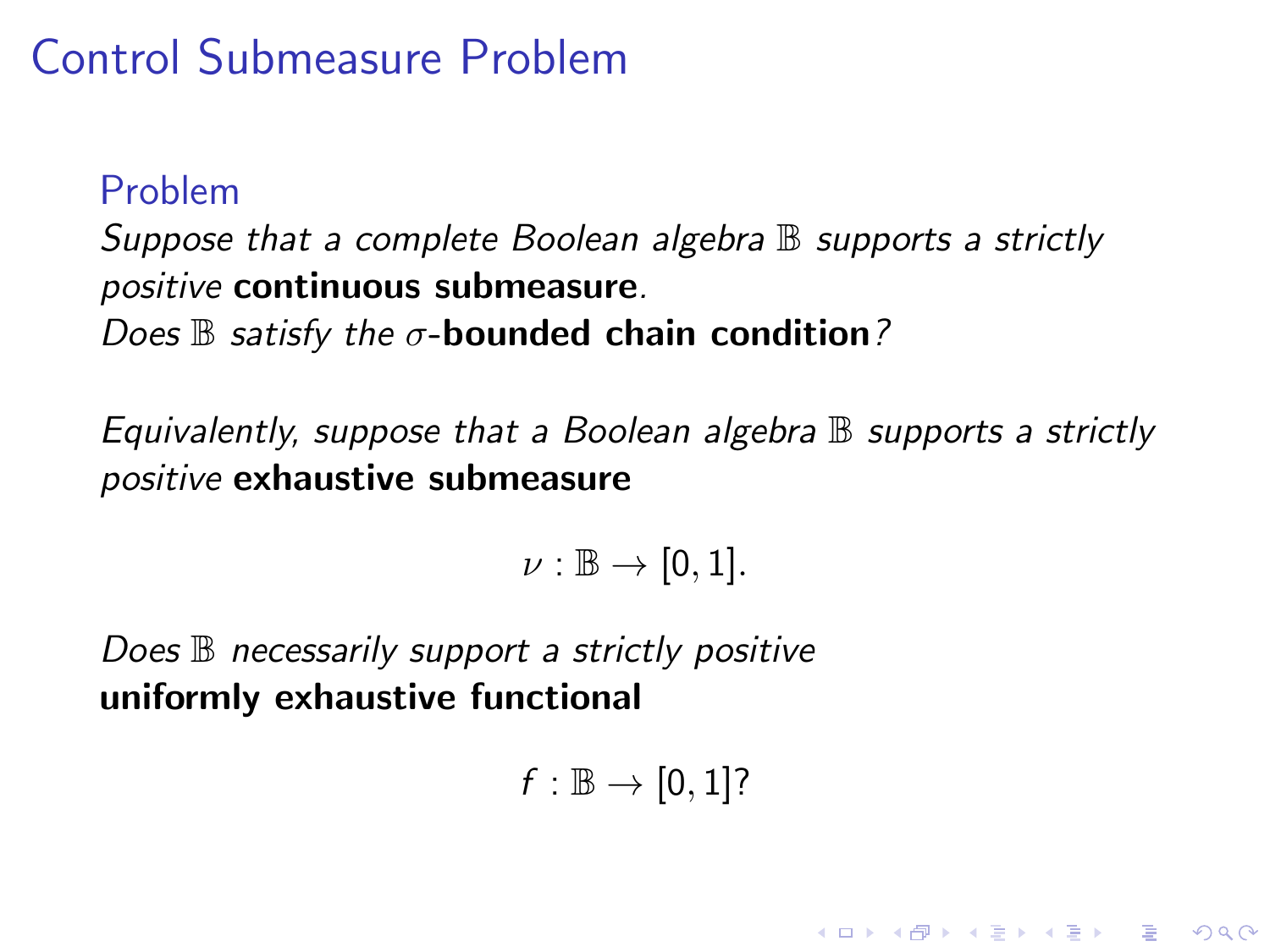# Control Submeasure Problem

**Problem**

*Suppose that a complete Boolean algebra $\mathbb{B}$ supports a strictly positive* **continuous submeasure***.*
*Does $\mathbb{B}$ satisfy the $\sigma$-***bounded chain condition***?*

*Equivalently, suppose that a Boolean algebra $\mathbb{B}$ supports a strictly positive* **exhaustive submeasure**

$$\nu : \mathbb{B} \to [0, 1].$$

*Does $\mathbb{B}$ necessarily support a strictly positive*
**uniformly exhaustive functional**

$$f : \mathbb{B} \to [0, 1]?$$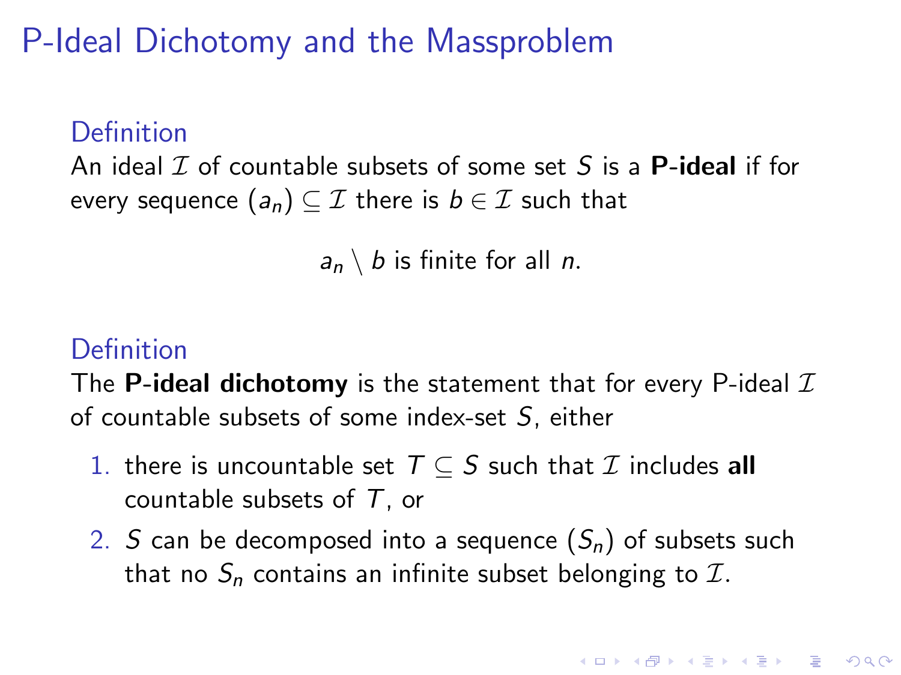# P-Ideal Dichotomy and the Massproblem

### Definition

An ideal $\mathcal{I}$ of countable subsets of some set $S$ is a **P-ideal** if for every sequence $(a_n) \subseteq \mathcal{I}$ there is $b \in \mathcal{I}$ such that

$$a_n \setminus b \text{ is finite for all } n.$$

### Definition

The **P-ideal dichotomy** is the statement that for every P-ideal $\mathcal{I}$ of countable subsets of some index-set $S$, either

1. there is uncountable set $T \subseteq S$ such that $\mathcal{I}$ includes **all** countable subsets of $T$, or
2. $S$ can be decomposed into a sequence $(S_n)$ of subsets such that no $S_n$ contains an infinite subset belonging to $\mathcal{I}$.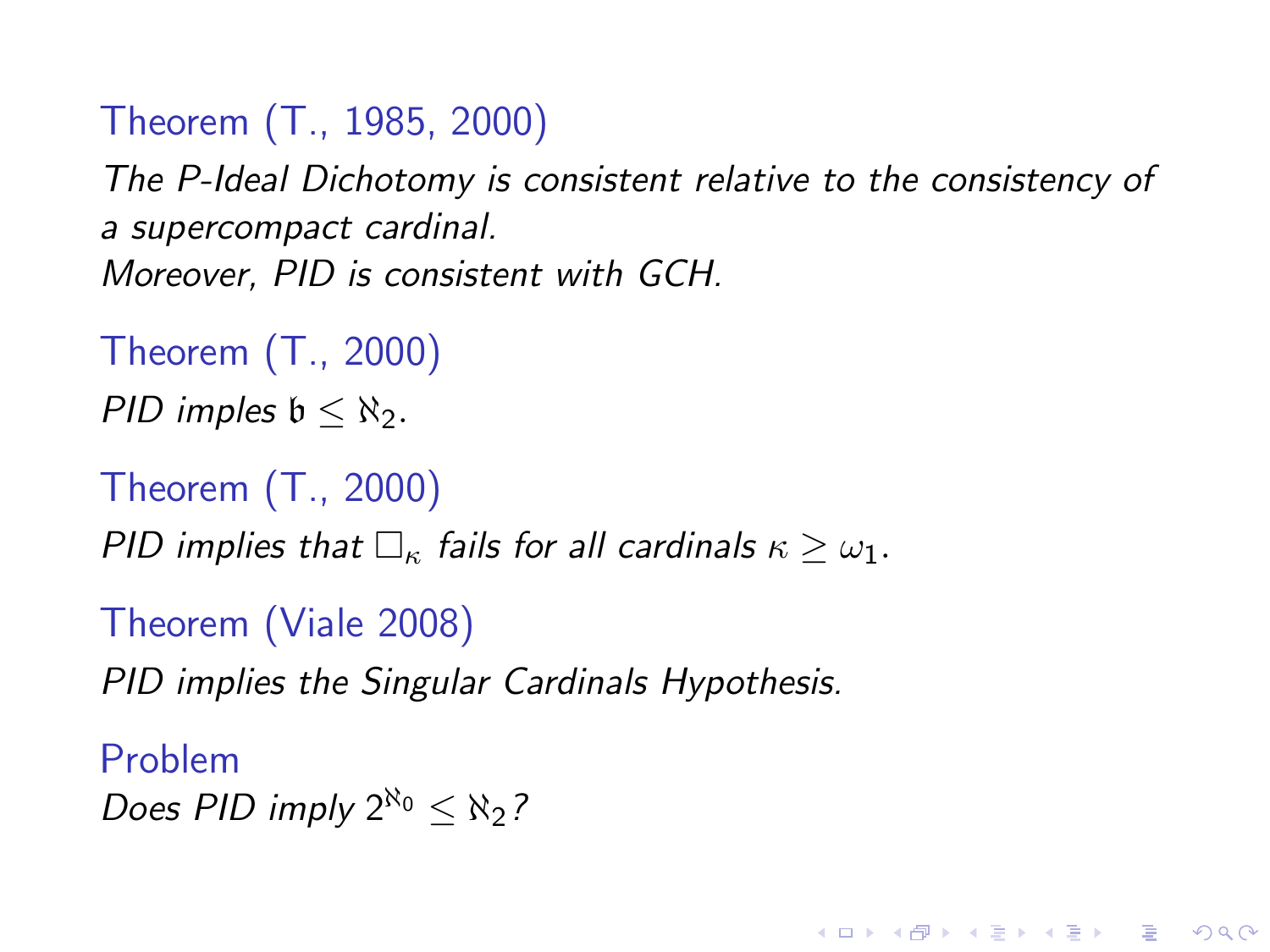**Theorem (T., 1985, 2000)**

*The P-Ideal Dichotomy is consistent relative to the consistency of a supercompact cardinal.*
*Moreover, PID is consistent with GCH.*

**Theorem (T., 2000)**

*PID imples $\mathfrak{b} \leq \aleph_2$.*

**Theorem (T., 2000)**

*PID implies that $\Box_\kappa$ fails for all cardinals $\kappa \geq \omega_1$.*

**Theorem (Viale 2008)**

*PID implies the Singular Cardinals Hypothesis.*

**Problem**

*Does PID imply $2^{\aleph_0} \leq \aleph_2$?*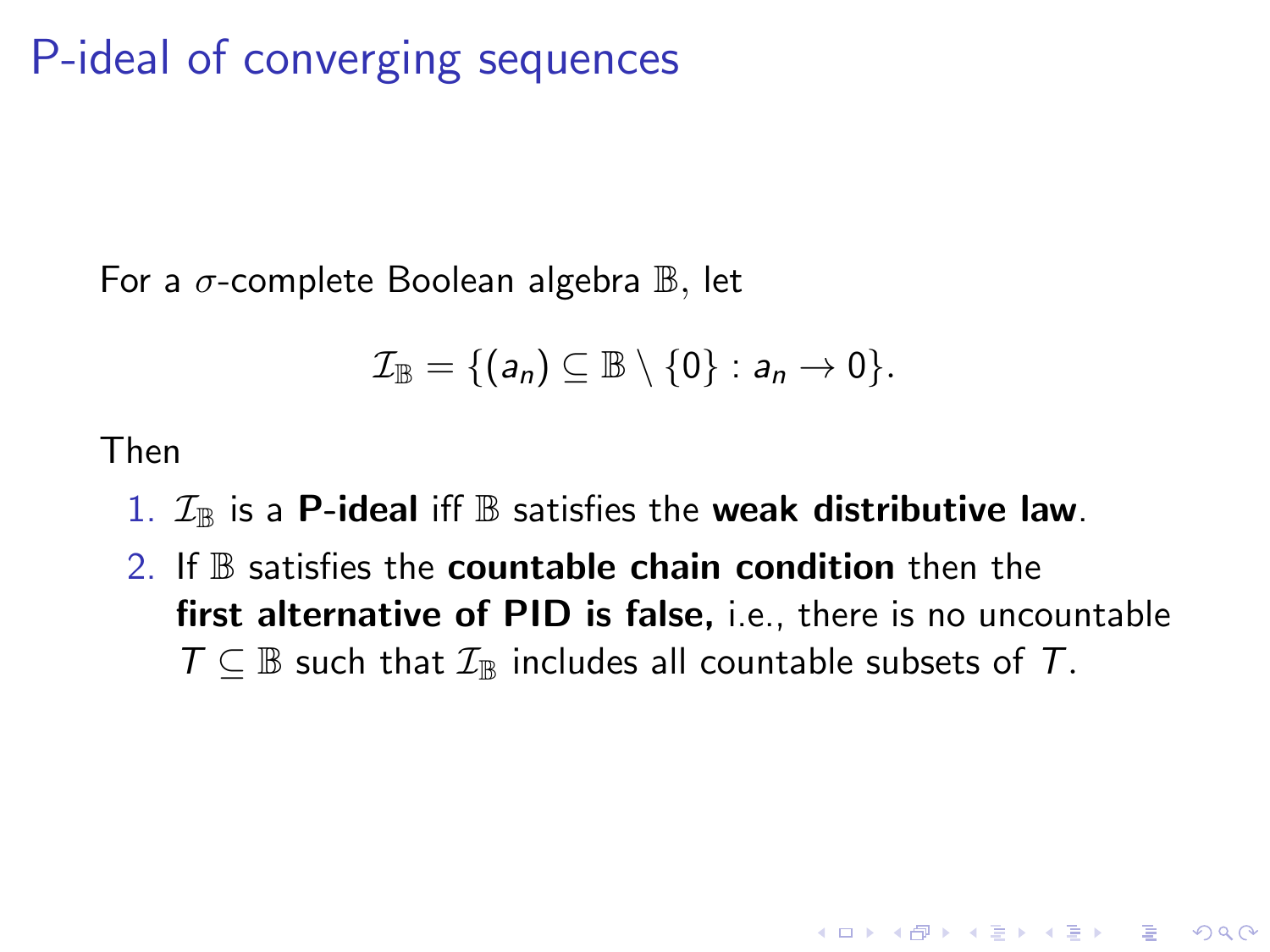# P-ideal of converging sequences

For a $\sigma$-complete Boolean algebra $\mathbb{B}$, let

$$\mathcal{I}_{\mathbb{B}} = \{(a_n) \subseteq \mathbb{B} \setminus \{0\} : a_n \to 0\}.$$

Then

1. $\mathcal{I}_{\mathbb{B}}$ is a **P-ideal** iff $\mathbb{B}$ satisfies the **weak distributive law**.
2. If $\mathbb{B}$ satisfies the **countable chain condition** then the **first alternative of PID is false,** i.e., there is no uncountable $T \subseteq \mathbb{B}$ such that $\mathcal{I}_{\mathbb{B}}$ includes all countable subsets of $T$.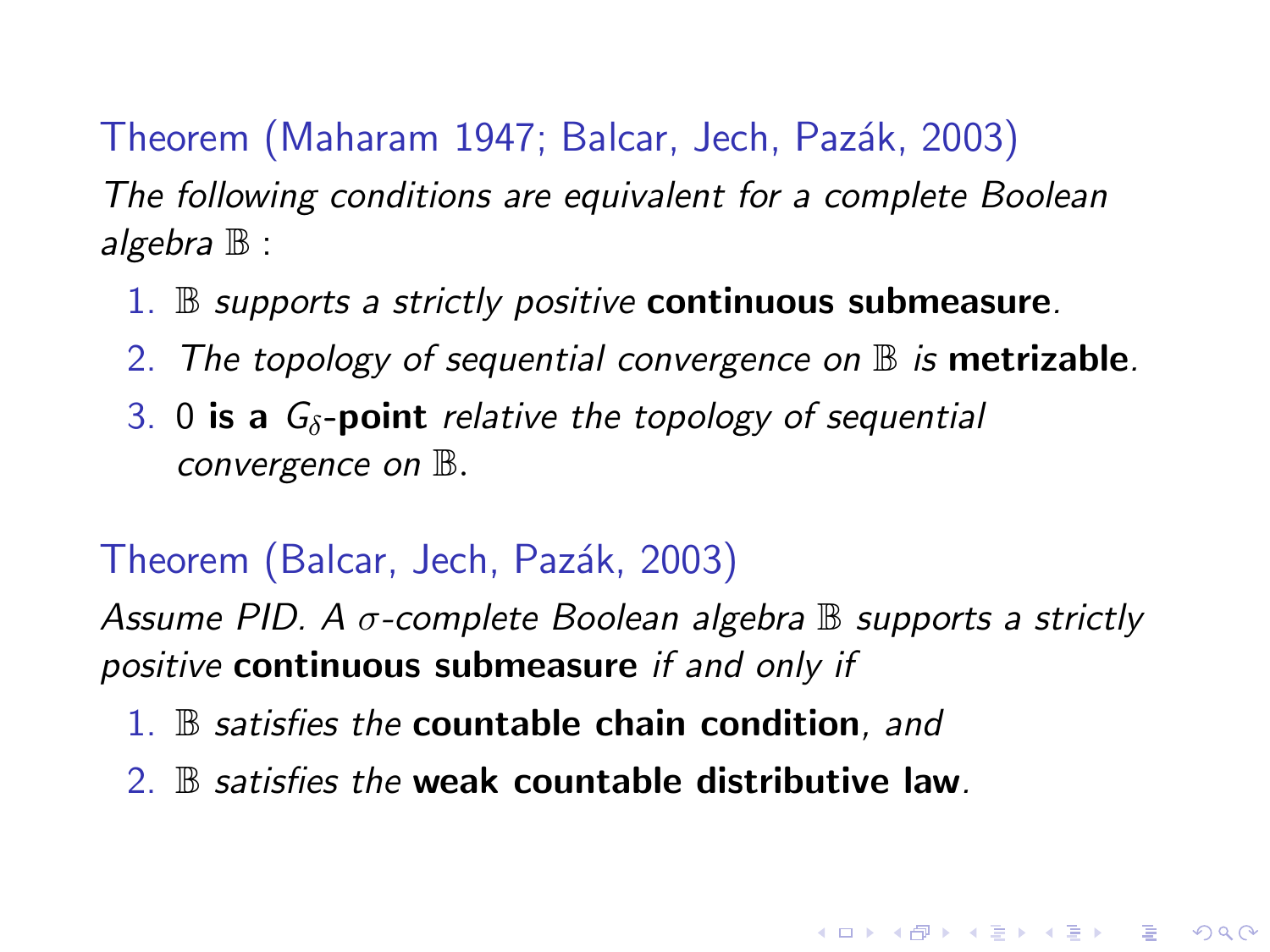**Theorem (Maharam 1947; Balcar, Jech, Pazák, 2003)**

*The following conditions are equivalent for a complete Boolean algebra* $\mathbb{B}$ :

1. $\mathbb{B}$ *supports a strictly positive* **continuous submeasure**.
2. *The topology of sequential convergence on* $\mathbb{B}$ *is* **metrizable**.
3. 0 **is a** $G_\delta$**-point** *relative the topology of sequential convergence on* $\mathbb{B}$.

**Theorem (Balcar, Jech, Pazák, 2003)**

*Assume PID. A* $\sigma$*-complete Boolean algebra* $\mathbb{B}$ *supports a strictly positive* **continuous submeasure** *if and only if*

1. $\mathbb{B}$ *satisfies the* **countable chain condition**, *and*
2. $\mathbb{B}$ *satisfies the* **weak countable distributive law**.